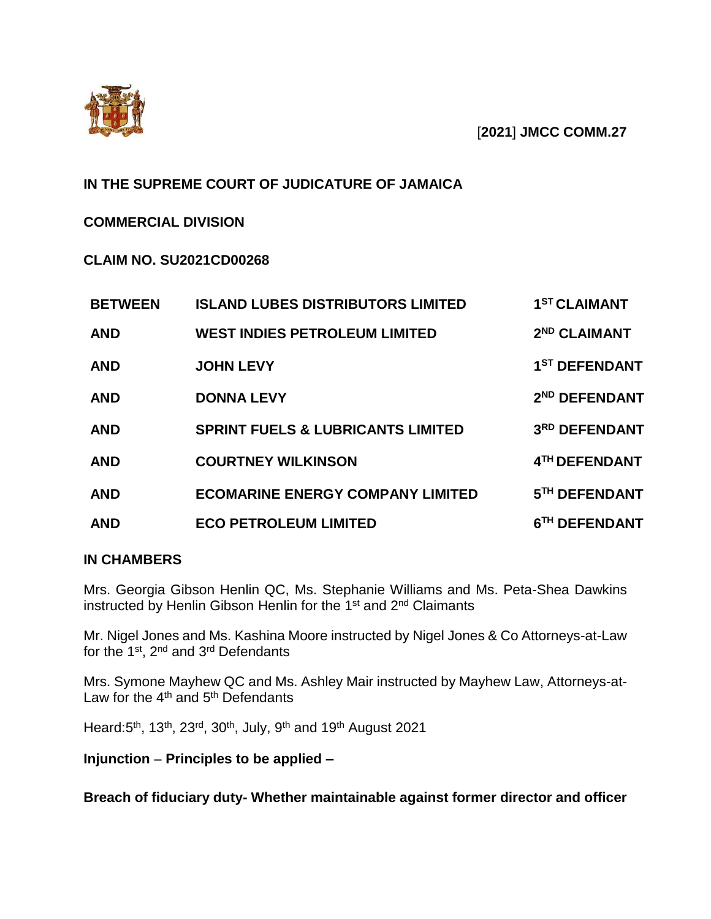**[2021] JMCC COMM.27**

**IN THE SUPREME COURT OF JUDICATURE OF JAMAICA**

**COMMERCIAL DIVISION**

**CLAIM NO. SU2021CD00268**

| | | |
|---|---|---|
| **BETWEEN** | **ISLAND LUBES DISTRIBUTORS LIMITED** | **1ST CLAIMANT** |
| **AND** | **WEST INDIES PETROLEUM LIMITED** | **2ND CLAIMANT** |
| **AND** | **JOHN LEVY** | **1ST DEFENDANT** |
| **AND** | **DONNA LEVY** | **2ND DEFENDANT** |
| **AND** | **SPRINT FUELS & LUBRICANTS LIMITED** | **3RD DEFENDANT** |
| **AND** | **COURTNEY WILKINSON** | **4TH DEFENDANT** |
| **AND** | **ECOMARINE ENERGY COMPANY LIMITED** | **5TH DEFENDANT** |
| **AND** | **ECO PETROLEUM LIMITED** | **6TH DEFENDANT** |

**IN CHAMBERS**

Mrs. Georgia Gibson Henlin QC, Ms. Stephanie Williams and Ms. Peta-Shea Dawkins instructed by Henlin Gibson Henlin for the 1st and 2nd Claimants

Mr. Nigel Jones and Ms. Kashina Moore instructed by Nigel Jones & Co Attorneys-at-Law for the 1st, 2nd and 3rd Defendants

Mrs. Symone Mayhew QC and Ms. Ashley Mair instructed by Mayhew Law, Attorneys-at-Law for the 4th and 5th Defendants

Heard:5th, 13th, 23rd, 30th, July, 9th and 19th August 2021

**Injunction – Principles to be applied –**

**Breach of fiduciary duty- Whether maintainable against former director and officer**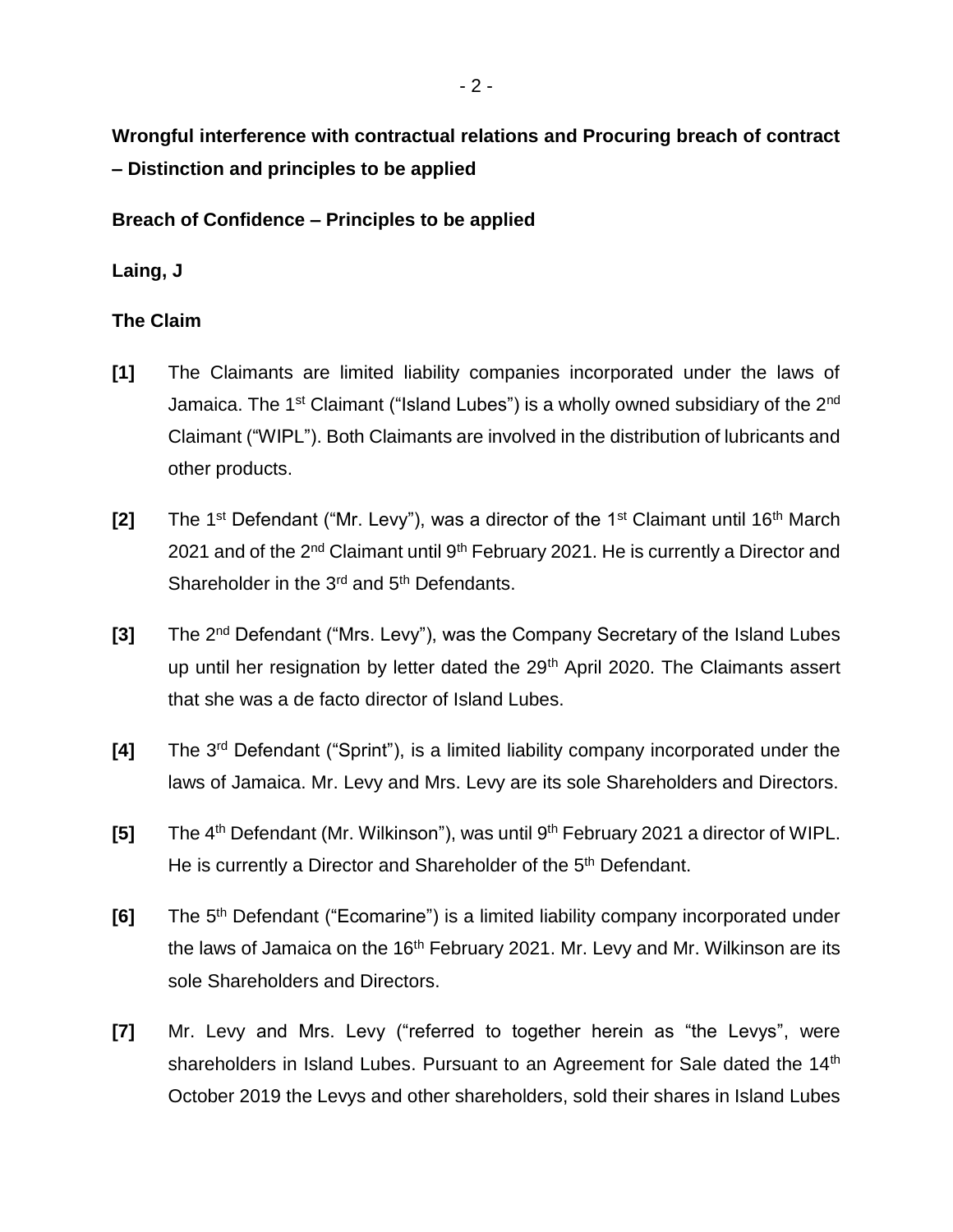**Wrongful interference with contractual relations and Procuring breach of contract – Distinction and principles to be applied**

**Breach of Confidence – Principles to be applied**

**Laing, J**

**The Claim**

**[1]** The Claimants are limited liability companies incorporated under the laws of Jamaica. The 1st Claimant ("Island Lubes") is a wholly owned subsidiary of the 2nd Claimant ("WIPL"). Both Claimants are involved in the distribution of lubricants and other products.

**[2]** The 1st Defendant ("Mr. Levy"), was a director of the 1st Claimant until 16th March 2021 and of the 2nd Claimant until 9th February 2021. He is currently a Director and Shareholder in the 3rd and 5th Defendants.

**[3]** The 2nd Defendant ("Mrs. Levy"), was the Company Secretary of the Island Lubes up until her resignation by letter dated the 29th April 2020. The Claimants assert that she was a de facto director of Island Lubes.

**[4]** The 3rd Defendant ("Sprint"), is a limited liability company incorporated under the laws of Jamaica. Mr. Levy and Mrs. Levy are its sole Shareholders and Directors.

**[5]** The 4th Defendant (Mr. Wilkinson"), was until 9th February 2021 a director of WIPL. He is currently a Director and Shareholder of the 5th Defendant.

**[6]** The 5th Defendant ("Ecomarine") is a limited liability company incorporated under the laws of Jamaica on the 16th February 2021. Mr. Levy and Mr. Wilkinson are its sole Shareholders and Directors.

**[7]** Mr. Levy and Mrs. Levy ("referred to together herein as "the Levys", were shareholders in Island Lubes. Pursuant to an Agreement for Sale dated the 14th October 2019 the Levys and other shareholders, sold their shares in Island Lubes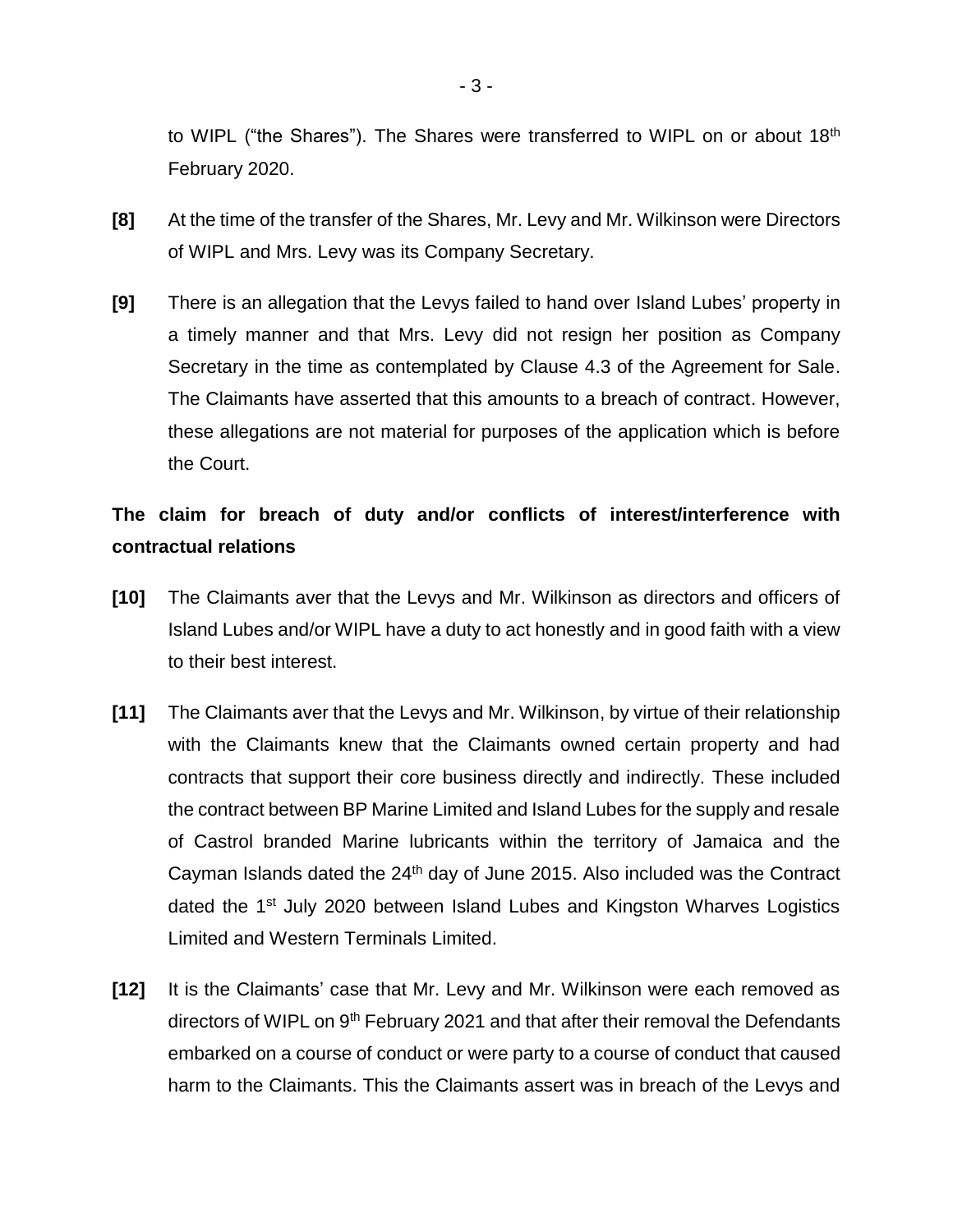to WIPL ("the Shares"). The Shares were transferred to WIPL on or about 18th February 2020.

**[8]** At the time of the transfer of the Shares, Mr. Levy and Mr. Wilkinson were Directors of WIPL and Mrs. Levy was its Company Secretary.

**[9]** There is an allegation that the Levys failed to hand over Island Lubes' property in a timely manner and that Mrs. Levy did not resign her position as Company Secretary in the time as contemplated by Clause 4.3 of the Agreement for Sale. The Claimants have asserted that this amounts to a breach of contract. However, these allegations are not material for purposes of the application which is before the Court.

**The claim for breach of duty and/or conflicts of interest/interference with contractual relations**

**[10]** The Claimants aver that the Levys and Mr. Wilkinson as directors and officers of Island Lubes and/or WIPL have a duty to act honestly and in good faith with a view to their best interest.

**[11]** The Claimants aver that the Levys and Mr. Wilkinson, by virtue of their relationship with the Claimants knew that the Claimants owned certain property and had contracts that support their core business directly and indirectly. These included the contract between BP Marine Limited and Island Lubes for the supply and resale of Castrol branded Marine lubricants within the territory of Jamaica and the Cayman Islands dated the 24th day of June 2015. Also included was the Contract dated the 1st July 2020 between Island Lubes and Kingston Wharves Logistics Limited and Western Terminals Limited.

**[12]** It is the Claimants' case that Mr. Levy and Mr. Wilkinson were each removed as directors of WIPL on 9th February 2021 and that after their removal the Defendants embarked on a course of conduct or were party to a course of conduct that caused harm to the Claimants. This the Claimants assert was in breach of the Levys and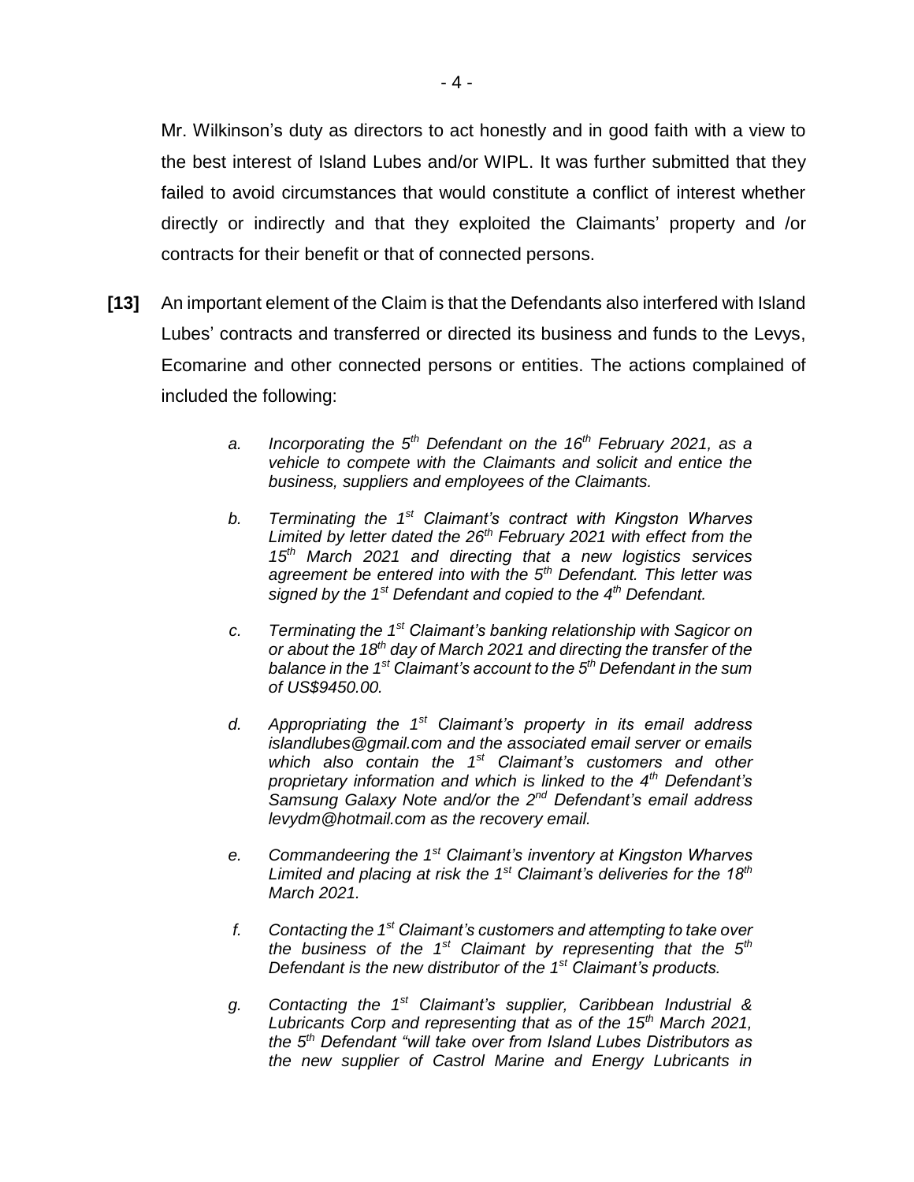Mr. Wilkinson's duty as directors to act honestly and in good faith with a view to the best interest of Island Lubes and/or WIPL. It was further submitted that they failed to avoid circumstances that would constitute a conflict of interest whether directly or indirectly and that they exploited the Claimants' property and /or contracts for their benefit or that of connected persons.

**[13]** An important element of the Claim is that the Defendants also interfered with Island Lubes' contracts and transferred or directed its business and funds to the Levys, Ecomarine and other connected persons or entities. The actions complained of included the following:

> *a. Incorporating the 5th Defendant on the 16th February 2021, as a vehicle to compete with the Claimants and solicit and entice the business, suppliers and employees of the Claimants.*
>
> *b. Terminating the 1st Claimant's contract with Kingston Wharves Limited by letter dated the 26th February 2021 with effect from the 15th March 2021 and directing that a new logistics services agreement be entered into with the 5th Defendant. This letter was signed by the 1st Defendant and copied to the 4th Defendant.*
>
> *c. Terminating the 1st Claimant's banking relationship with Sagicor on or about the 18th day of March 2021 and directing the transfer of the balance in the 1st Claimant's account to the 5th Defendant in the sum of US$9450.00.*
>
> *d. Appropriating the 1st Claimant's property in its email address islandlubes@gmail.com and the associated email server or emails which also contain the 1st Claimant's customers and other proprietary information and which is linked to the 4th Defendant's Samsung Galaxy Note and/or the 2nd Defendant's email address levydm@hotmail.com as the recovery email.*
>
> *e. Commandeering the 1st Claimant's inventory at Kingston Wharves Limited and placing at risk the 1st Claimant's deliveries for the 18th March 2021.*
>
> *f. Contacting the 1st Claimant's customers and attempting to take over the business of the 1st Claimant by representing that the 5th Defendant is the new distributor of the 1st Claimant's products.*
>
> *g. Contacting the 1st Claimant's supplier, Caribbean Industrial & Lubricants Corp and representing that as of the 15th March 2021, the 5th Defendant "will take over from Island Lubes Distributors as the new supplier of Castrol Marine and Energy Lubricants in*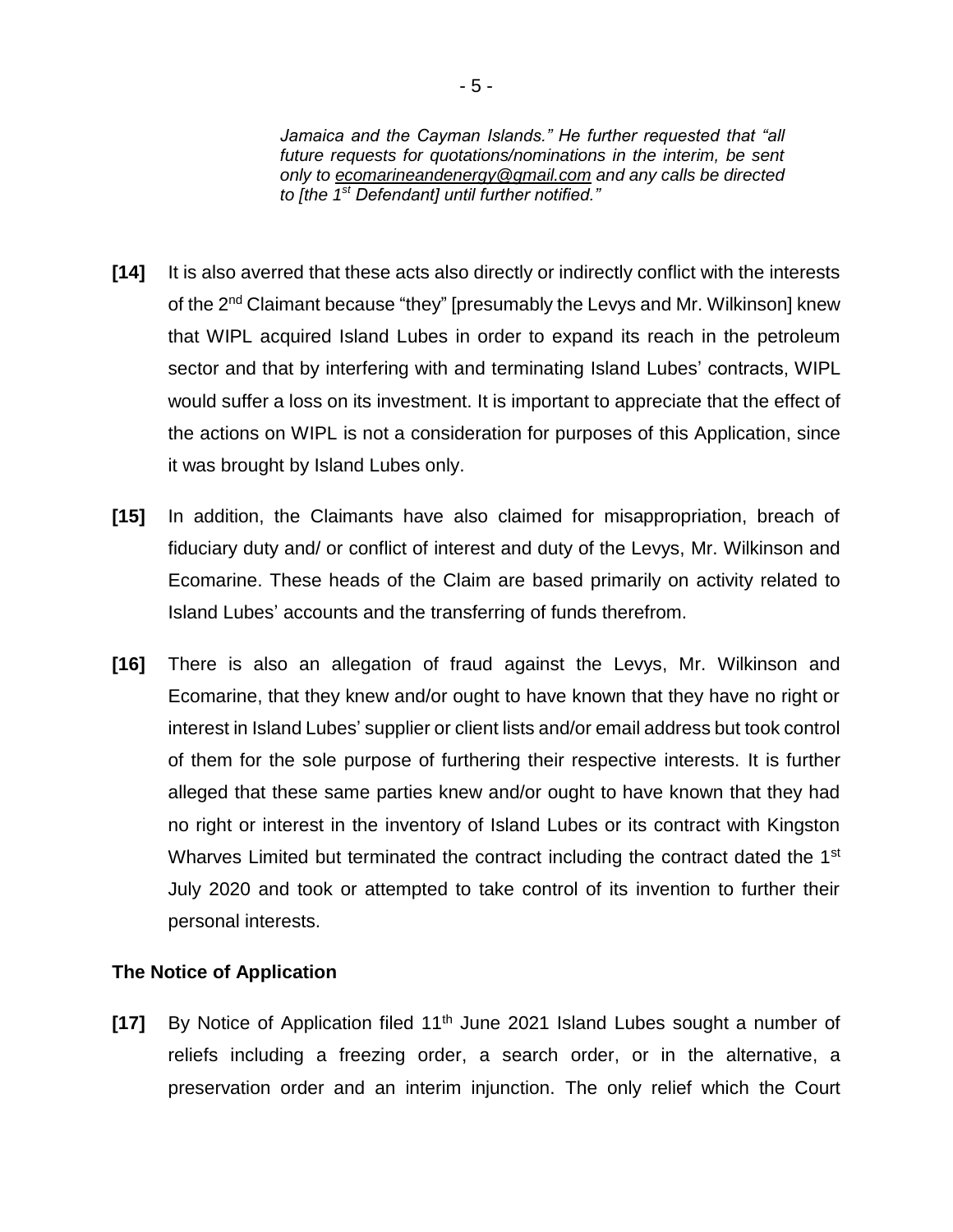*Jamaica and the Cayman Islands." He further requested that "all future requests for quotations/nominations in the interim, be sent only to ecomarineandenergy@gmail.com and any calls be directed to [the 1st Defendant] until further notified."*

**[14]** It is also averred that these acts also directly or indirectly conflict with the interests of the 2nd Claimant because "they" [presumably the Levys and Mr. Wilkinson] knew that WIPL acquired Island Lubes in order to expand its reach in the petroleum sector and that by interfering with and terminating Island Lubes' contracts, WIPL would suffer a loss on its investment. It is important to appreciate that the effect of the actions on WIPL is not a consideration for purposes of this Application, since it was brought by Island Lubes only.

**[15]** In addition, the Claimants have also claimed for misappropriation, breach of fiduciary duty and/ or conflict of interest and duty of the Levys, Mr. Wilkinson and Ecomarine. These heads of the Claim are based primarily on activity related to Island Lubes' accounts and the transferring of funds therefrom.

**[16]** There is also an allegation of fraud against the Levys, Mr. Wilkinson and Ecomarine, that they knew and/or ought to have known that they have no right or interest in Island Lubes' supplier or client lists and/or email address but took control of them for the sole purpose of furthering their respective interests. It is further alleged that these same parties knew and/or ought to have known that they had no right or interest in the inventory of Island Lubes or its contract with Kingston Wharves Limited but terminated the contract including the contract dated the 1st July 2020 and took or attempted to take control of its invention to further their personal interests.

**The Notice of Application**

**[17]** By Notice of Application filed 11th June 2021 Island Lubes sought a number of reliefs including a freezing order, a search order, or in the alternative, a preservation order and an interim injunction. The only relief which the Court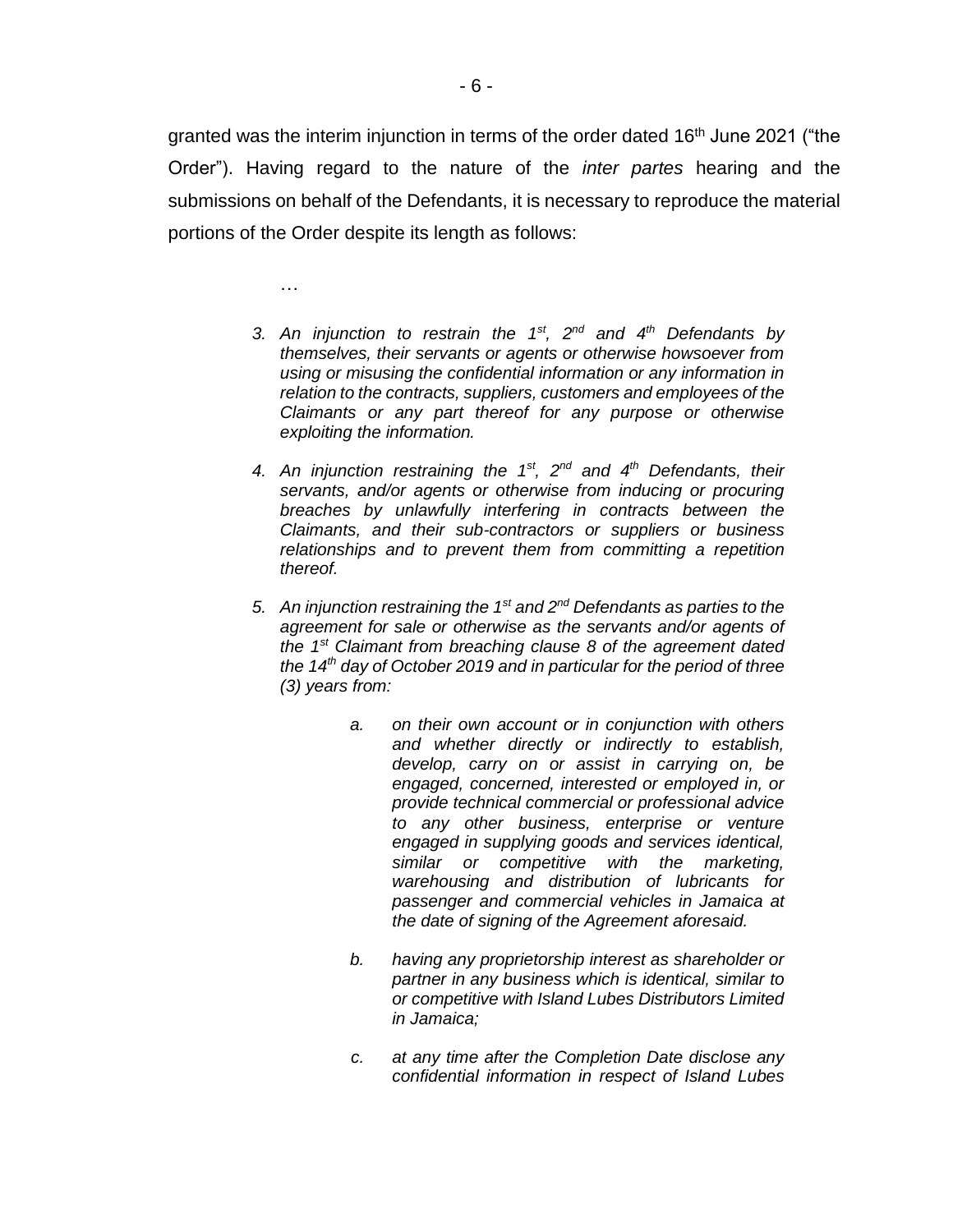granted was the interim injunction in terms of the order dated 16th June 2021 ("the Order"). Having regard to the nature of the *inter partes* hearing and the submissions on behalf of the Defendants, it is necessary to reproduce the material portions of the Order despite its length as follows:

> …
>
> 3. *An injunction to restrain the 1st, 2nd and 4th Defendants by themselves, their servants or agents or otherwise howsoever from using or misusing the confidential information or any information in relation to the contracts, suppliers, customers and employees of the Claimants or any part thereof for any purpose or otherwise exploiting the information.*
>
> 4. *An injunction restraining the 1st, 2nd and 4th Defendants, their servants, and/or agents or otherwise from inducing or procuring breaches by unlawfully interfering in contracts between the Claimants, and their sub-contractors or suppliers or business relationships and to prevent them from committing a repetition thereof.*
>
> 5. *An injunction restraining the 1st and 2nd Defendants as parties to the agreement for sale or otherwise as the servants and/or agents of the 1st Claimant from breaching clause 8 of the agreement dated the 14th day of October 2019 and in particular for the period of three (3) years from:*
>
>     a. *on their own account or in conjunction with others and whether directly or indirectly to establish, develop, carry on or assist in carrying on, be engaged, concerned, interested or employed in, or provide technical commercial or professional advice to any other business, enterprise or venture engaged in supplying goods and services identical, similar or competitive with the marketing, warehousing and distribution of lubricants for passenger and commercial vehicles in Jamaica at the date of signing of the Agreement aforesaid.*
>
>     b. *having any proprietorship interest as shareholder or partner in any business which is identical, similar to or competitive with Island Lubes Distributors Limited in Jamaica;*
>
>     c. *at any time after the Completion Date disclose any confidential information in respect of Island Lubes*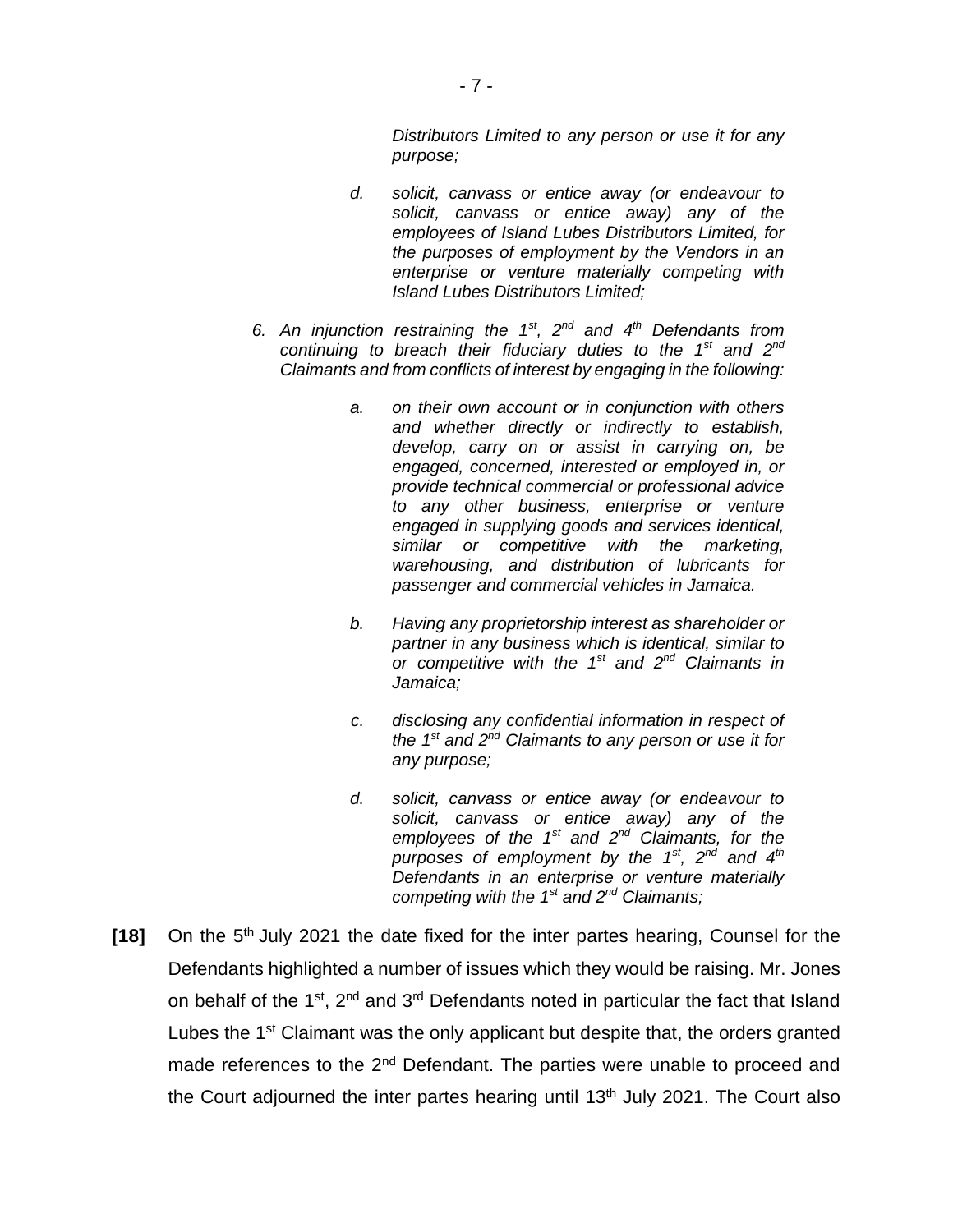*Distributors Limited to any person or use it for any purpose;*

> *d. solicit, canvass or entice away (or endeavour to solicit, canvass or entice away) any of the employees of Island Lubes Distributors Limited, for the purposes of employment by the Vendors in an enterprise or venture materially competing with Island Lubes Distributors Limited;*

*6. An injunction restraining the 1st, 2nd and 4th Defendants from continuing to breach their fiduciary duties to the 1st and 2nd Claimants and from conflicts of interest by engaging in the following:*

> *a. on their own account or in conjunction with others and whether directly or indirectly to establish, develop, carry on or assist in carrying on, be engaged, concerned, interested or employed in, or provide technical commercial or professional advice to any other business, enterprise or venture engaged in supplying goods and services identical, similar or competitive with the marketing, warehousing, and distribution of lubricants for passenger and commercial vehicles in Jamaica.*
>
> *b. Having any proprietorship interest as shareholder or partner in any business which is identical, similar to or competitive with the 1st and 2nd Claimants in Jamaica;*
>
> *c. disclosing any confidential information in respect of the 1st and 2nd Claimants to any person or use it for any purpose;*
>
> *d. solicit, canvass or entice away (or endeavour to solicit, canvass or entice away) any of the employees of the 1st and 2nd Claimants, for the purposes of employment by the 1st, 2nd and 4th Defendants in an enterprise or venture materially competing with the 1st and 2nd Claimants;*

**[18]** On the 5th July 2021 the date fixed for the inter partes hearing, Counsel for the Defendants highlighted a number of issues which they would be raising. Mr. Jones on behalf of the 1st, 2nd and 3rd Defendants noted in particular the fact that Island Lubes the 1st Claimant was the only applicant but despite that, the orders granted made references to the 2nd Defendant. The parties were unable to proceed and the Court adjourned the inter partes hearing until 13th July 2021. The Court also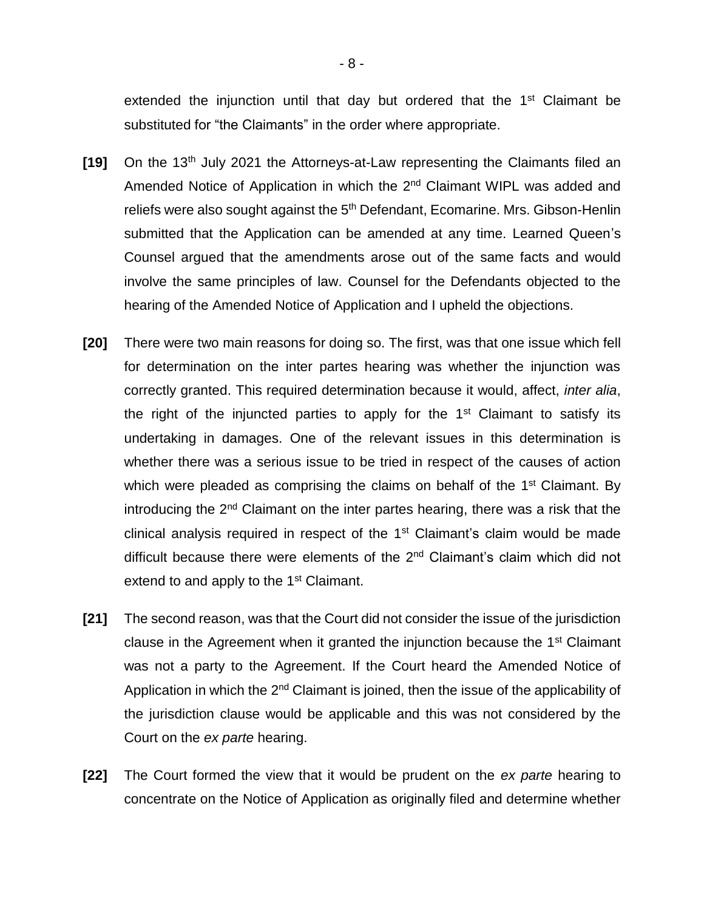extended the injunction until that day but ordered that the 1st Claimant be substituted for "the Claimants" in the order where appropriate.

**[19]** On the 13th July 2021 the Attorneys-at-Law representing the Claimants filed an Amended Notice of Application in which the 2nd Claimant WIPL was added and reliefs were also sought against the 5th Defendant, Ecomarine. Mrs. Gibson-Henlin submitted that the Application can be amended at any time. Learned Queen's Counsel argued that the amendments arose out of the same facts and would involve the same principles of law. Counsel for the Defendants objected to the hearing of the Amended Notice of Application and I upheld the objections.

**[20]** There were two main reasons for doing so. The first, was that one issue which fell for determination on the inter partes hearing was whether the injunction was correctly granted. This required determination because it would, affect, *inter alia*, the right of the injuncted parties to apply for the 1st Claimant to satisfy its undertaking in damages. One of the relevant issues in this determination is whether there was a serious issue to be tried in respect of the causes of action which were pleaded as comprising the claims on behalf of the 1st Claimant. By introducing the 2nd Claimant on the inter partes hearing, there was a risk that the clinical analysis required in respect of the 1st Claimant's claim would be made difficult because there were elements of the 2nd Claimant's claim which did not extend to and apply to the 1st Claimant.

**[21]** The second reason, was that the Court did not consider the issue of the jurisdiction clause in the Agreement when it granted the injunction because the 1st Claimant was not a party to the Agreement. If the Court heard the Amended Notice of Application in which the 2nd Claimant is joined, then the issue of the applicability of the jurisdiction clause would be applicable and this was not considered by the Court on the *ex parte* hearing.

**[22]** The Court formed the view that it would be prudent on the *ex parte* hearing to concentrate on the Notice of Application as originally filed and determine whether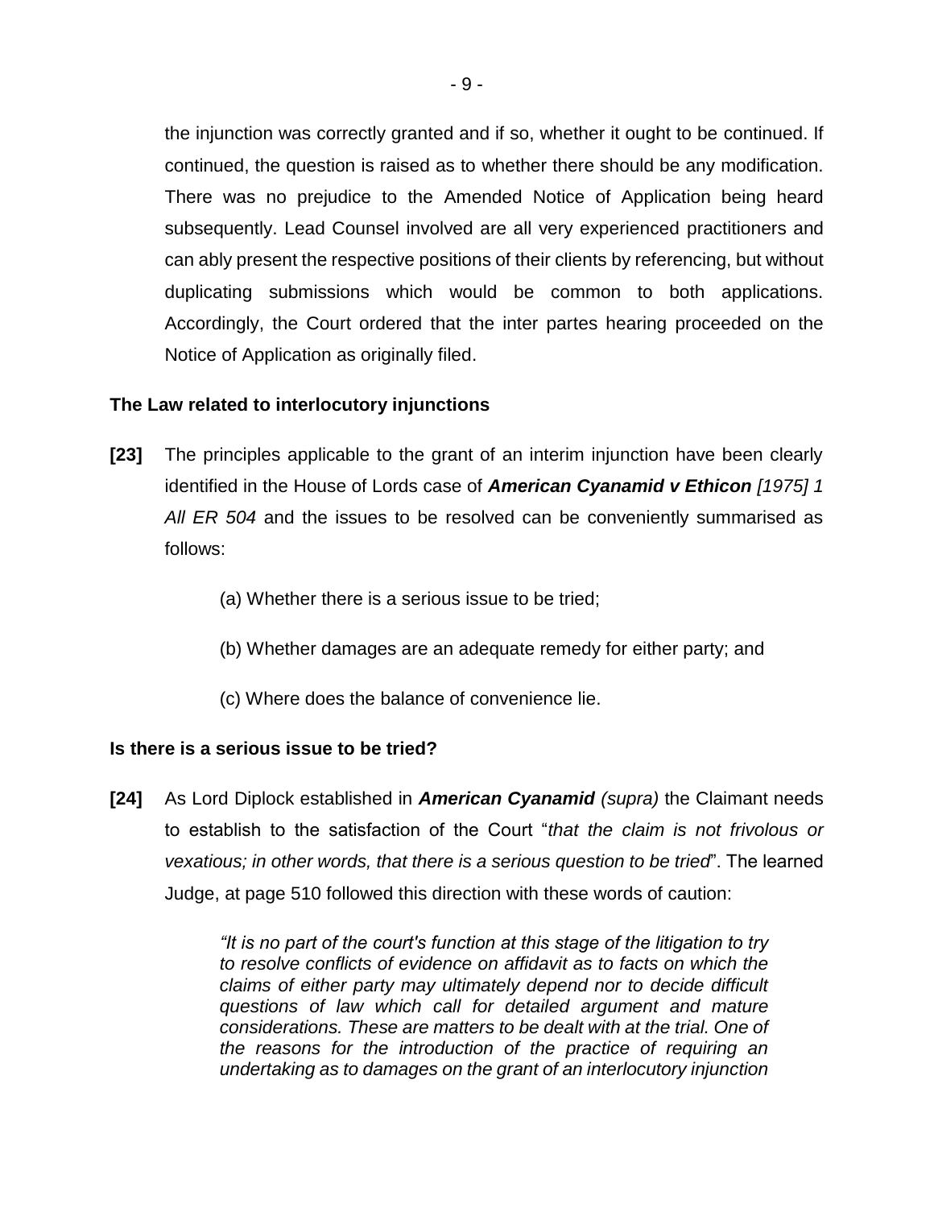the injunction was correctly granted and if so, whether it ought to be continued. If continued, the question is raised as to whether there should be any modification. There was no prejudice to the Amended Notice of Application being heard subsequently. Lead Counsel involved are all very experienced practitioners and can ably present the respective positions of their clients by referencing, but without duplicating submissions which would be common to both applications. Accordingly, the Court ordered that the inter partes hearing proceeded on the Notice of Application as originally filed.

**The Law related to interlocutory injunctions**

**[23]** The principles applicable to the grant of an interim injunction have been clearly identified in the House of Lords case of ***American Cyanamid v Ethicon*** *[1975] 1 All ER 504* and the issues to be resolved can be conveniently summarised as follows:

> (a) Whether there is a serious issue to be tried;
>
> (b) Whether damages are an adequate remedy for either party; and
>
> (c) Where does the balance of convenience lie.

**Is there is a serious issue to be tried?**

**[24]** As Lord Diplock established in ***American Cyanamid*** *(supra)* the Claimant needs to establish to the satisfaction of the Court "*that the claim is not frivolous or vexatious; in other words, that there is a serious question to be tried*". The learned Judge, at page 510 followed this direction with these words of caution:

> *"It is no part of the court's function at this stage of the litigation to try to resolve conflicts of evidence on affidavit as to facts on which the claims of either party may ultimately depend nor to decide difficult questions of law which call for detailed argument and mature considerations. These are matters to be dealt with at the trial. One of the reasons for the introduction of the practice of requiring an undertaking as to damages on the grant of an interlocutory injunction*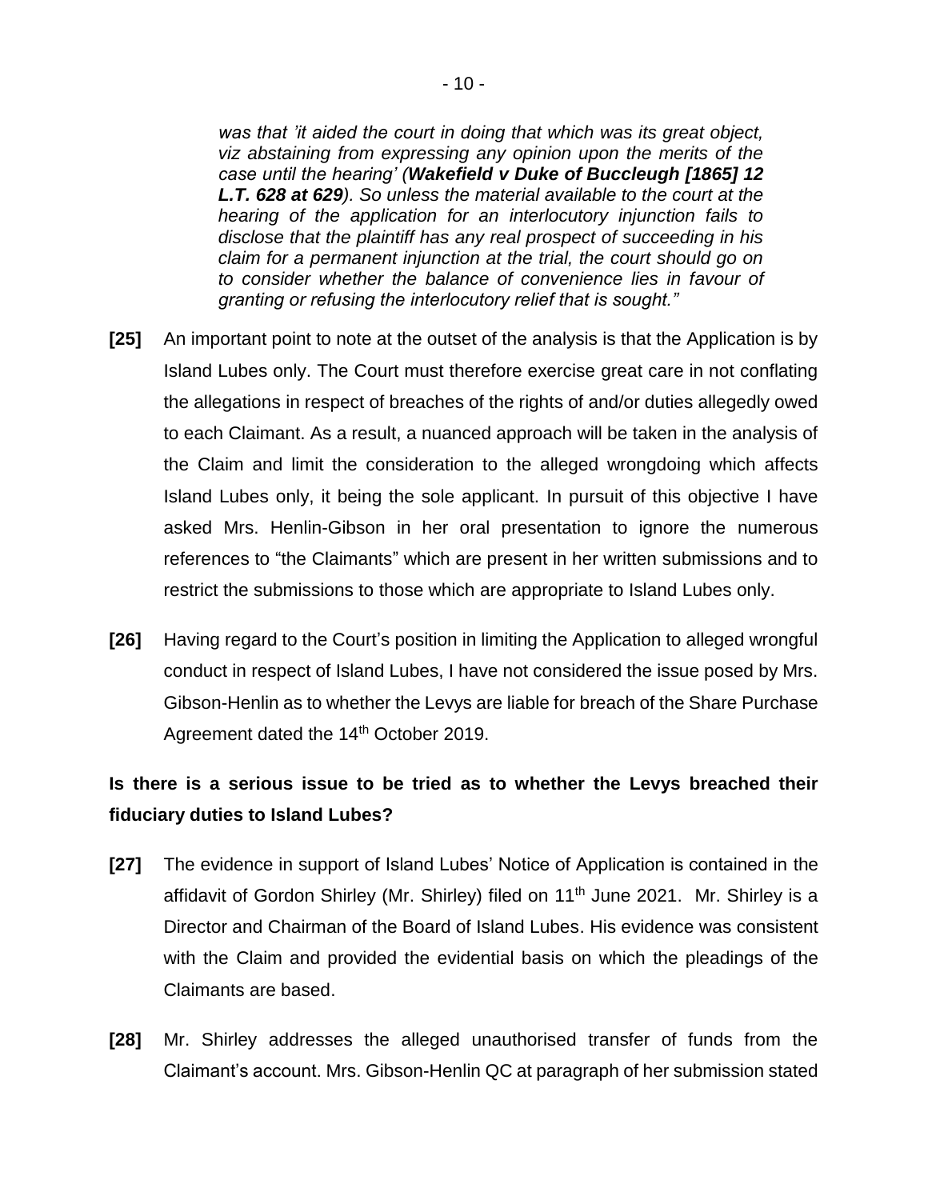*was that 'it aided the court in doing that which was its great object, viz abstaining from expressing any opinion upon the merits of the case until the hearing' (**Wakefield v Duke of Buccleugh [1865] 12 L.T. 628 at 629**). So unless the material available to the court at the hearing of the application for an interlocutory injunction fails to disclose that the plaintiff has any real prospect of succeeding in his claim for a permanent injunction at the trial, the court should go on to consider whether the balance of convenience lies in favour of granting or refusing the interlocutory relief that is sought."*

**[25]** An important point to note at the outset of the analysis is that the Application is by Island Lubes only. The Court must therefore exercise great care in not conflating the allegations in respect of breaches of the rights of and/or duties allegedly owed to each Claimant. As a result, a nuanced approach will be taken in the analysis of the Claim and limit the consideration to the alleged wrongdoing which affects Island Lubes only, it being the sole applicant. In pursuit of this objective I have asked Mrs. Henlin-Gibson in her oral presentation to ignore the numerous references to "the Claimants" which are present in her written submissions and to restrict the submissions to those which are appropriate to Island Lubes only.

**[26]** Having regard to the Court's position in limiting the Application to alleged wrongful conduct in respect of Island Lubes, I have not considered the issue posed by Mrs. Gibson-Henlin as to whether the Levys are liable for breach of the Share Purchase Agreement dated the 14th October 2019.

**Is there is a serious issue to be tried as to whether the Levys breached their fiduciary duties to Island Lubes?**

**[27]** The evidence in support of Island Lubes' Notice of Application is contained in the affidavit of Gordon Shirley (Mr. Shirley) filed on 11th June 2021. Mr. Shirley is a Director and Chairman of the Board of Island Lubes. His evidence was consistent with the Claim and provided the evidential basis on which the pleadings of the Claimants are based.

**[28]** Mr. Shirley addresses the alleged unauthorised transfer of funds from the Claimant's account. Mrs. Gibson-Henlin QC at paragraph of her submission stated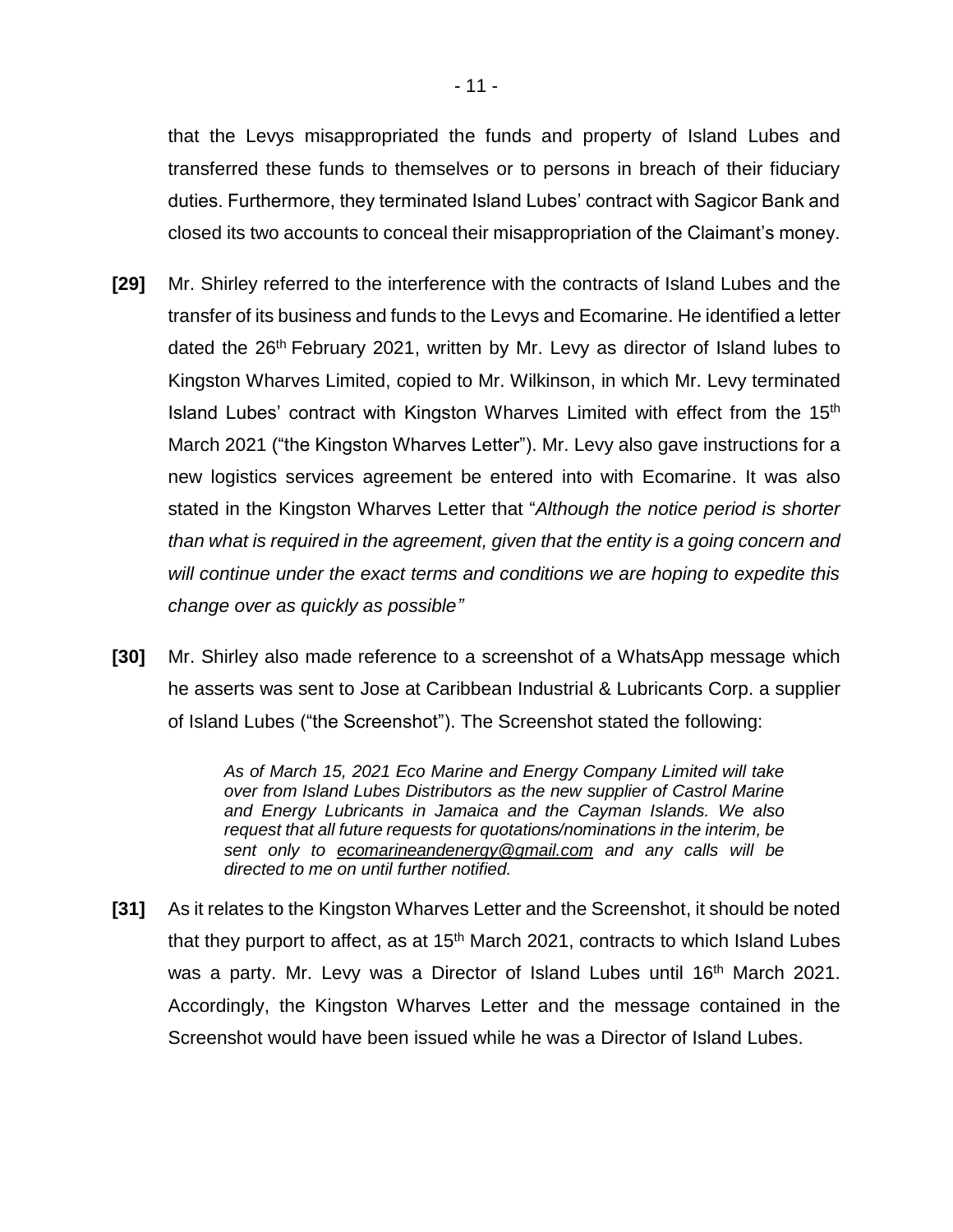that the Levys misappropriated the funds and property of Island Lubes and transferred these funds to themselves or to persons in breach of their fiduciary duties. Furthermore, they terminated Island Lubes' contract with Sagicor Bank and closed its two accounts to conceal their misappropriation of the Claimant's money.

**[29]** Mr. Shirley referred to the interference with the contracts of Island Lubes and the transfer of its business and funds to the Levys and Ecomarine. He identified a letter dated the 26th February 2021, written by Mr. Levy as director of Island lubes to Kingston Wharves Limited, copied to Mr. Wilkinson, in which Mr. Levy terminated Island Lubes' contract with Kingston Wharves Limited with effect from the 15th March 2021 ("the Kingston Wharves Letter"). Mr. Levy also gave instructions for a new logistics services agreement be entered into with Ecomarine. It was also stated in the Kingston Wharves Letter that "*Although the notice period is shorter than what is required in the agreement, given that the entity is a going concern and will continue under the exact terms and conditions we are hoping to expedite this change over as quickly as possible"*

**[30]** Mr. Shirley also made reference to a screenshot of a WhatsApp message which he asserts was sent to Jose at Caribbean Industrial & Lubricants Corp. a supplier of Island Lubes ("the Screenshot"). The Screenshot stated the following:

> *As of March 15, 2021 Eco Marine and Energy Company Limited will take over from Island Lubes Distributors as the new supplier of Castrol Marine and Energy Lubricants in Jamaica and the Cayman Islands. We also request that all future requests for quotations/nominations in the interim, be sent only to ecomarineandenergy@gmail.com and any calls will be directed to me on until further notified.*

**[31]** As it relates to the Kingston Wharves Letter and the Screenshot, it should be noted that they purport to affect, as at 15th March 2021, contracts to which Island Lubes was a party. Mr. Levy was a Director of Island Lubes until 16th March 2021. Accordingly, the Kingston Wharves Letter and the message contained in the Screenshot would have been issued while he was a Director of Island Lubes.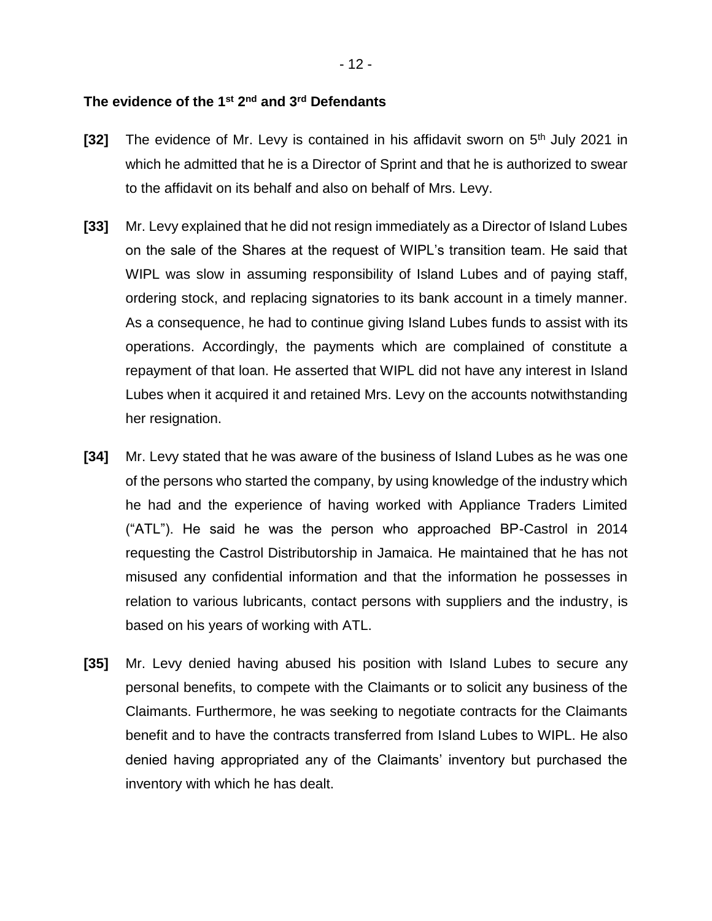### The evidence of the 1st 2nd and 3rd Defendants

**[32]** The evidence of Mr. Levy is contained in his affidavit sworn on 5th July 2021 in which he admitted that he is a Director of Sprint and that he is authorized to swear to the affidavit on its behalf and also on behalf of Mrs. Levy.

**[33]** Mr. Levy explained that he did not resign immediately as a Director of Island Lubes on the sale of the Shares at the request of WIPL's transition team. He said that WIPL was slow in assuming responsibility of Island Lubes and of paying staff, ordering stock, and replacing signatories to its bank account in a timely manner. As a consequence, he had to continue giving Island Lubes funds to assist with its operations. Accordingly, the payments which are complained of constitute a repayment of that loan. He asserted that WIPL did not have any interest in Island Lubes when it acquired it and retained Mrs. Levy on the accounts notwithstanding her resignation.

**[34]** Mr. Levy stated that he was aware of the business of Island Lubes as he was one of the persons who started the company, by using knowledge of the industry which he had and the experience of having worked with Appliance Traders Limited ("ATL"). He said he was the person who approached BP-Castrol in 2014 requesting the Castrol Distributorship in Jamaica. He maintained that he has not misused any confidential information and that the information he possesses in relation to various lubricants, contact persons with suppliers and the industry, is based on his years of working with ATL.

**[35]** Mr. Levy denied having abused his position with Island Lubes to secure any personal benefits, to compete with the Claimants or to solicit any business of the Claimants. Furthermore, he was seeking to negotiate contracts for the Claimants benefit and to have the contracts transferred from Island Lubes to WIPL. He also denied having appropriated any of the Claimants' inventory but purchased the inventory with which he has dealt.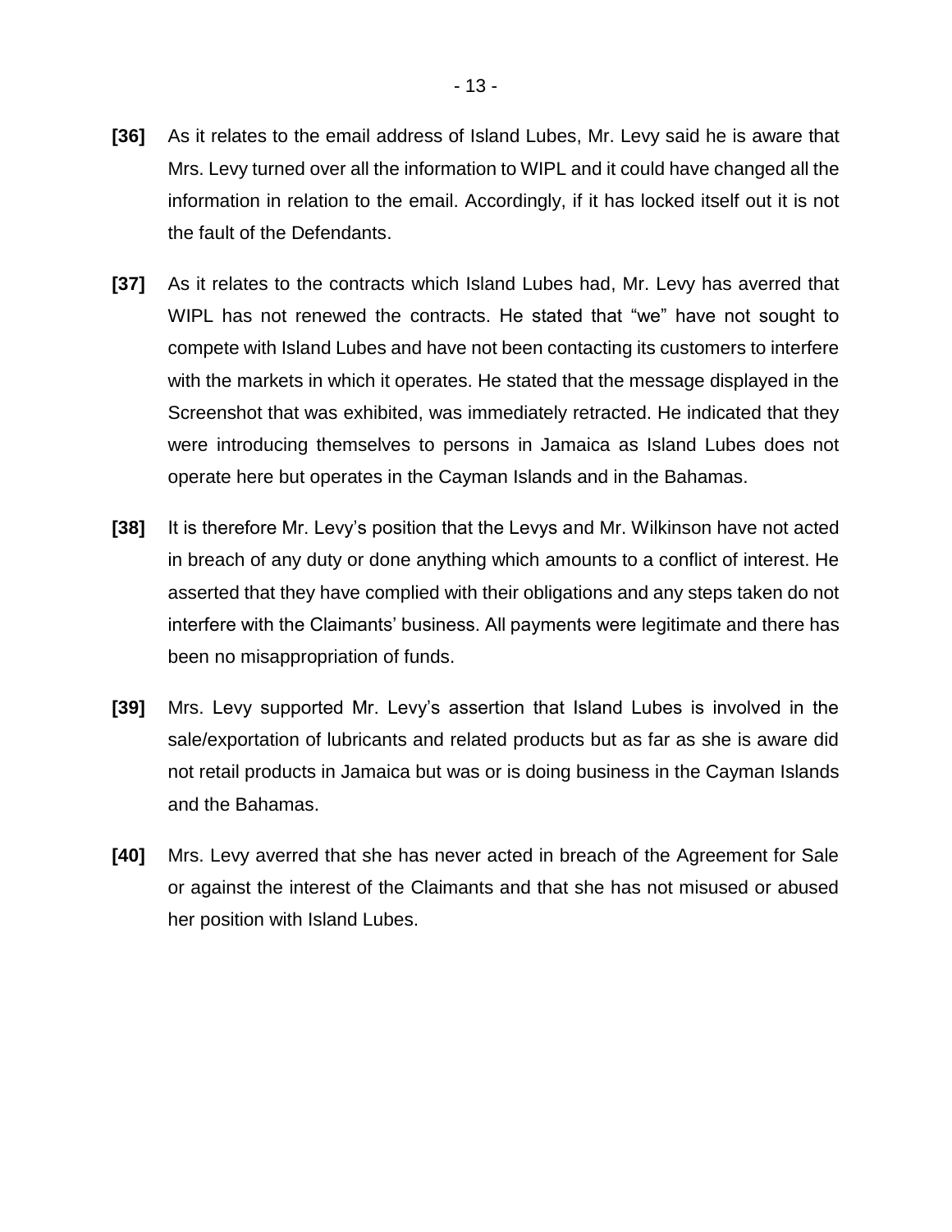**[36]** As it relates to the email address of Island Lubes, Mr. Levy said he is aware that Mrs. Levy turned over all the information to WIPL and it could have changed all the information in relation to the email. Accordingly, if it has locked itself out it is not the fault of the Defendants.

**[37]** As it relates to the contracts which Island Lubes had, Mr. Levy has averred that WIPL has not renewed the contracts. He stated that "we" have not sought to compete with Island Lubes and have not been contacting its customers to interfere with the markets in which it operates. He stated that the message displayed in the Screenshot that was exhibited, was immediately retracted. He indicated that they were introducing themselves to persons in Jamaica as Island Lubes does not operate here but operates in the Cayman Islands and in the Bahamas.

**[38]** It is therefore Mr. Levy's position that the Levys and Mr. Wilkinson have not acted in breach of any duty or done anything which amounts to a conflict of interest. He asserted that they have complied with their obligations and any steps taken do not interfere with the Claimants' business. All payments were legitimate and there has been no misappropriation of funds.

**[39]** Mrs. Levy supported Mr. Levy's assertion that Island Lubes is involved in the sale/exportation of lubricants and related products but as far as she is aware did not retail products in Jamaica but was or is doing business in the Cayman Islands and the Bahamas.

**[40]** Mrs. Levy averred that she has never acted in breach of the Agreement for Sale or against the interest of the Claimants and that she has not misused or abused her position with Island Lubes.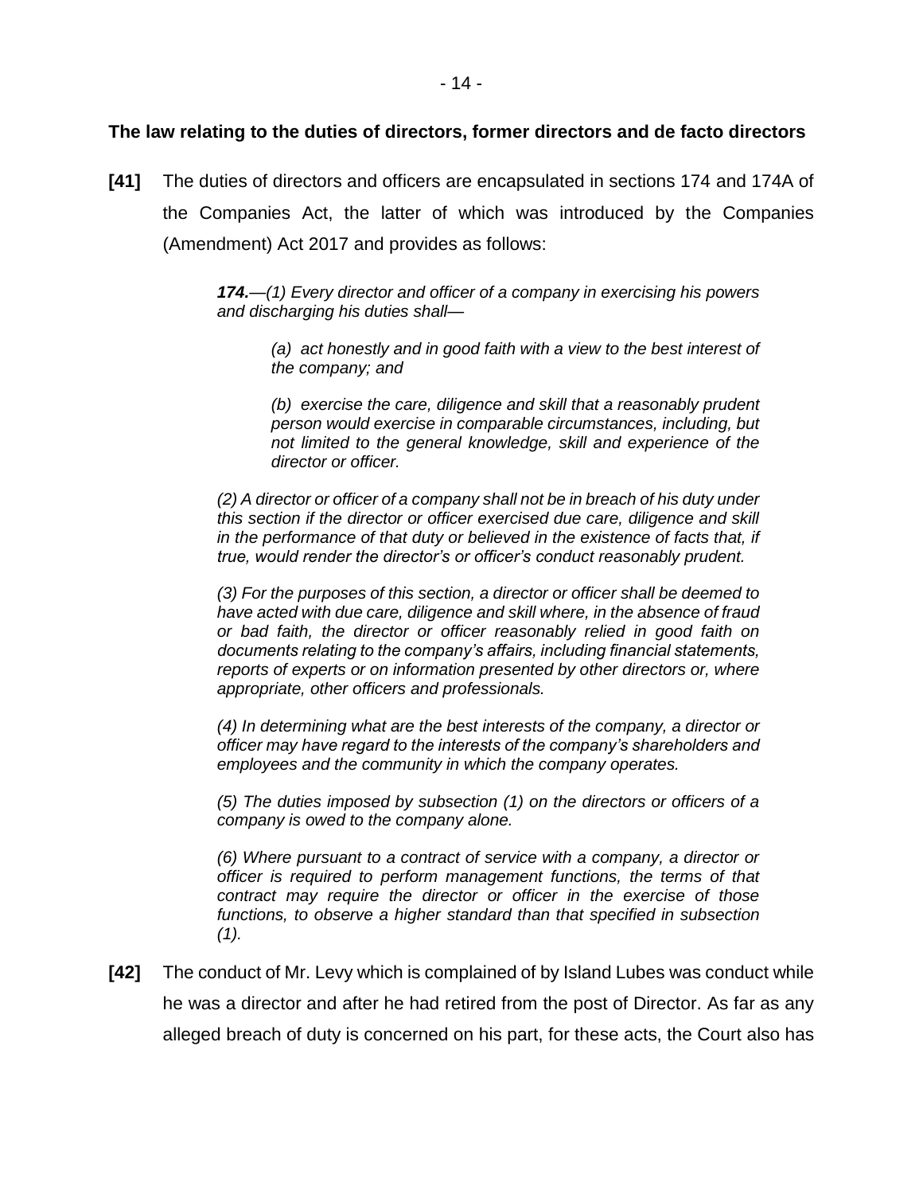**The law relating to the duties of directors, former directors and de facto directors**

**[41]** The duties of directors and officers are encapsulated in sections 174 and 174A of the Companies Act, the latter of which was introduced by the Companies (Amendment) Act 2017 and provides as follows:

> ***174.***—*(1) Every director and officer of a company in exercising his powers and discharging his duties shall—*
>
> > *(a) act honestly and in good faith with a view to the best interest of the company; and*
> >
> > *(b) exercise the care, diligence and skill that a reasonably prudent person would exercise in comparable circumstances, including, but not limited to the general knowledge, skill and experience of the director or officer.*
>
> *(2) A director or officer of a company shall not be in breach of his duty under this section if the director or officer exercised due care, diligence and skill in the performance of that duty or believed in the existence of facts that, if true, would render the director's or officer's conduct reasonably prudent.*
>
> *(3) For the purposes of this section, a director or officer shall be deemed to have acted with due care, diligence and skill where, in the absence of fraud or bad faith, the director or officer reasonably relied in good faith on documents relating to the company's affairs, including financial statements, reports of experts or on information presented by other directors or, where appropriate, other officers and professionals.*
>
> *(4) In determining what are the best interests of the company, a director or officer may have regard to the interests of the company's shareholders and employees and the community in which the company operates.*
>
> *(5) The duties imposed by subsection (1) on the directors or officers of a company is owed to the company alone.*
>
> *(6) Where pursuant to a contract of service with a company, a director or officer is required to perform management functions, the terms of that contract may require the director or officer in the exercise of those functions, to observe a higher standard than that specified in subsection (1).*

**[42]** The conduct of Mr. Levy which is complained of by Island Lubes was conduct while he was a director and after he had retired from the post of Director. As far as any alleged breach of duty is concerned on his part, for these acts, the Court also has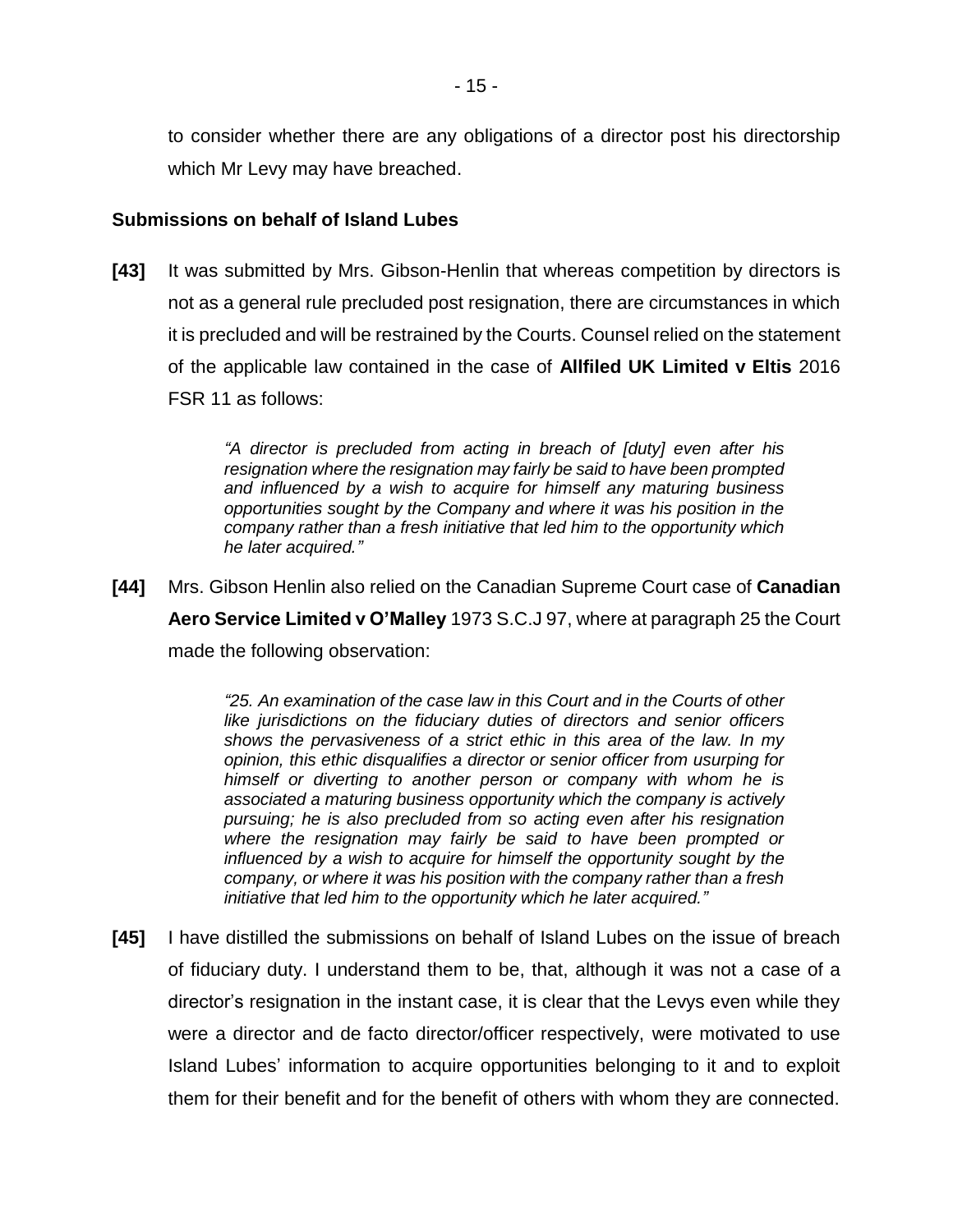to consider whether there are any obligations of a director post his directorship which Mr Levy may have breached.

**Submissions on behalf of Island Lubes**

**[43]** It was submitted by Mrs. Gibson-Henlin that whereas competition by directors is not as a general rule precluded post resignation, there are circumstances in which it is precluded and will be restrained by the Courts. Counsel relied on the statement of the applicable law contained in the case of **Allfiled UK Limited v Eltis** 2016 FSR 11 as follows:

> *"A director is precluded from acting in breach of [duty] even after his resignation where the resignation may fairly be said to have been prompted and influenced by a wish to acquire for himself any maturing business opportunities sought by the Company and where it was his position in the company rather than a fresh initiative that led him to the opportunity which he later acquired."*

**[44]** Mrs. Gibson Henlin also relied on the Canadian Supreme Court case of **Canadian Aero Service Limited v O'Malley** 1973 S.C.J 97, where at paragraph 25 the Court made the following observation:

> *"25. An examination of the case law in this Court and in the Courts of other like jurisdictions on the fiduciary duties of directors and senior officers shows the pervasiveness of a strict ethic in this area of the law. In my opinion, this ethic disqualifies a director or senior officer from usurping for himself or diverting to another person or company with whom he is associated a maturing business opportunity which the company is actively pursuing; he is also precluded from so acting even after his resignation where the resignation may fairly be said to have been prompted or influenced by a wish to acquire for himself the opportunity sought by the company, or where it was his position with the company rather than a fresh initiative that led him to the opportunity which he later acquired."*

**[45]** I have distilled the submissions on behalf of Island Lubes on the issue of breach of fiduciary duty. I understand them to be, that, although it was not a case of a director's resignation in the instant case, it is clear that the Levys even while they were a director and de facto director/officer respectively, were motivated to use Island Lubes' information to acquire opportunities belonging to it and to exploit them for their benefit and for the benefit of others with whom they are connected.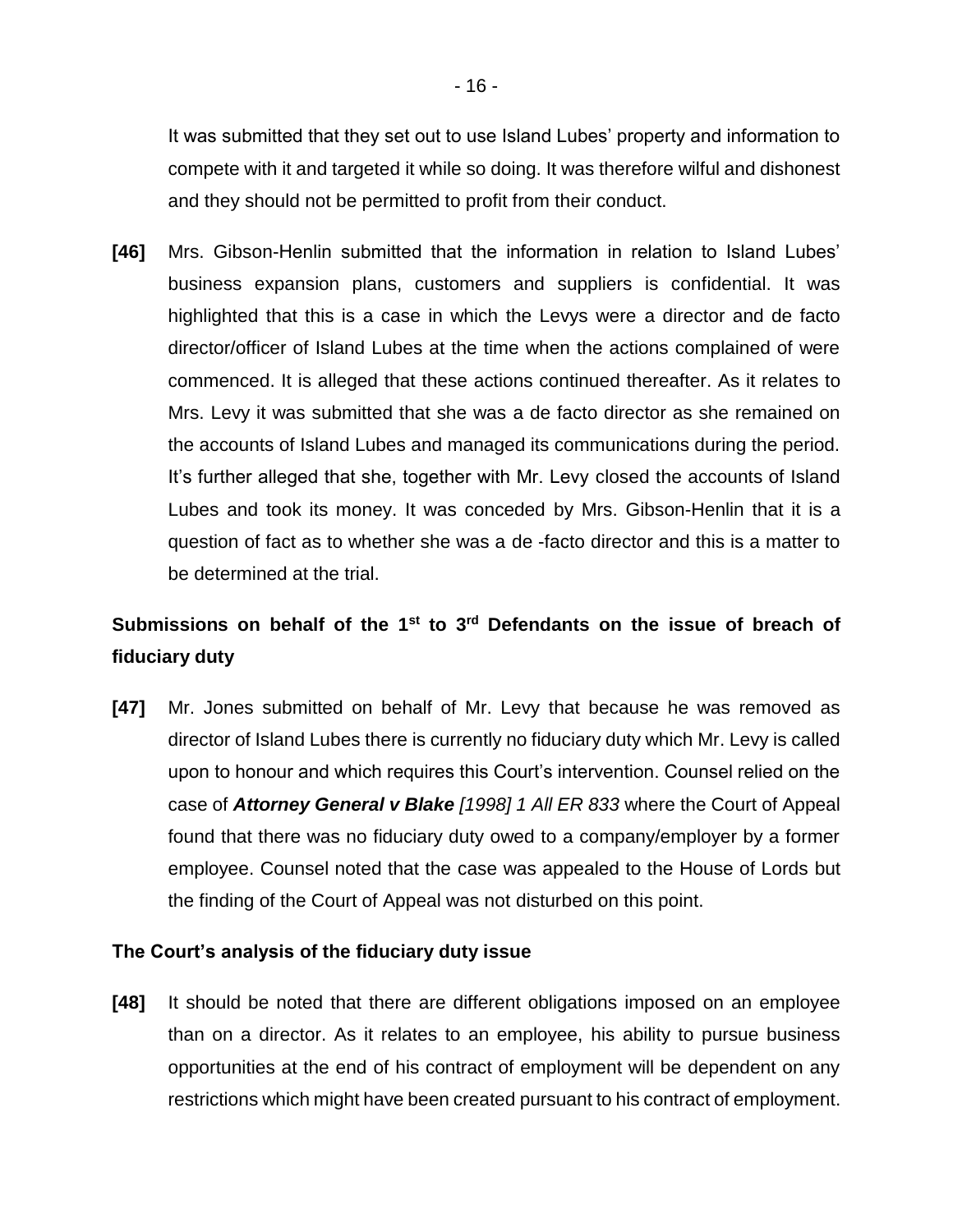It was submitted that they set out to use Island Lubes' property and information to compete with it and targeted it while so doing. It was therefore wilful and dishonest and they should not be permitted to profit from their conduct.

**[46]** Mrs. Gibson-Henlin submitted that the information in relation to Island Lubes' business expansion plans, customers and suppliers is confidential. It was highlighted that this is a case in which the Levys were a director and de facto director/officer of Island Lubes at the time when the actions complained of were commenced. It is alleged that these actions continued thereafter. As it relates to Mrs. Levy it was submitted that she was a de facto director as she remained on the accounts of Island Lubes and managed its communications during the period. It's further alleged that she, together with Mr. Levy closed the accounts of Island Lubes and took its money. It was conceded by Mrs. Gibson-Henlin that it is a question of fact as to whether she was a de -facto director and this is a matter to be determined at the trial.

**Submissions on behalf of the 1st to 3rd Defendants on the issue of breach of fiduciary duty**

**[47]** Mr. Jones submitted on behalf of Mr. Levy that because he was removed as director of Island Lubes there is currently no fiduciary duty which Mr. Levy is called upon to honour and which requires this Court's intervention. Counsel relied on the case of ***Attorney General v Blake*** *[1998] 1 All ER 833* where the Court of Appeal found that there was no fiduciary duty owed to a company/employer by a former employee. Counsel noted that the case was appealed to the House of Lords but the finding of the Court of Appeal was not disturbed on this point.

**The Court's analysis of the fiduciary duty issue**

**[48]** It should be noted that there are different obligations imposed on an employee than on a director. As it relates to an employee, his ability to pursue business opportunities at the end of his contract of employment will be dependent on any restrictions which might have been created pursuant to his contract of employment.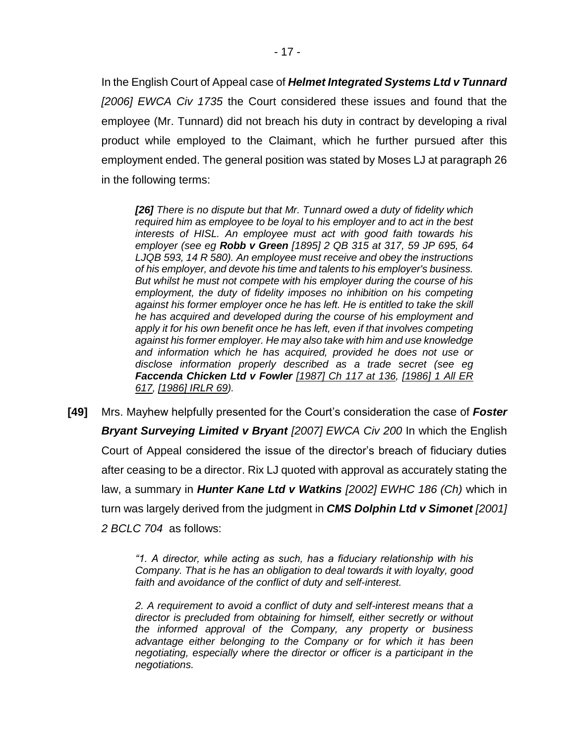In the English Court of Appeal case of ***Helmet Integrated Systems Ltd v Tunnard*** *[2006] EWCA Civ 1735* the Court considered these issues and found that the employee (Mr. Tunnard) did not breach his duty in contract by developing a rival product while employed to the Claimant, which he further pursued after this employment ended. The general position was stated by Moses LJ at paragraph 26 in the following terms:

> ***[26]*** *There is no dispute but that Mr. Tunnard owed a duty of fidelity which required him as employee to be loyal to his employer and to act in the best interests of HISL. An employee must act with good faith towards his employer (see eg* ***Robb v Green*** *[1895] 2 QB 315 at 317, 59 JP 695, 64 LJQB 593, 14 R 580). An employee must receive and obey the instructions of his employer, and devote his time and talents to his employer's business. But whilst he must not compete with his employer during the course of his employment, the duty of fidelity imposes no inhibition on his competing against his former employer once he has left. He is entitled to take the skill he has acquired and developed during the course of his employment and apply it for his own benefit once he has left, even if that involves competing against his former employer. He may also take with him and use knowledge and information which he has acquired, provided he does not use or disclose information properly described as a trade secret (see eg* ***Faccenda Chicken Ltd v Fowler*** *[1987] Ch 117 at 136, [1986] 1 All ER 617, [1986] IRLR 69).*

**[49]** Mrs. Mayhew helpfully presented for the Court's consideration the case of ***Foster Bryant Surveying Limited v Bryant*** *[2007] EWCA Civ 200* In which the English Court of Appeal considered the issue of the director's breach of fiduciary duties after ceasing to be a director. Rix LJ quoted with approval as accurately stating the law, a summary in ***Hunter Kane Ltd v Watkins*** *[2002] EWHC 186 (Ch)* which in turn was largely derived from the judgment in ***CMS Dolphin Ltd v Simonet*** *[2001] 2 BCLC 704* as follows:

> *"1. A director, while acting as such, has a fiduciary relationship with his Company. That is he has an obligation to deal towards it with loyalty, good faith and avoidance of the conflict of duty and self-interest.*
>
> *2. A requirement to avoid a conflict of duty and self-interest means that a director is precluded from obtaining for himself, either secretly or without the informed approval of the Company, any property or business advantage either belonging to the Company or for which it has been negotiating, especially where the director or officer is a participant in the negotiations.*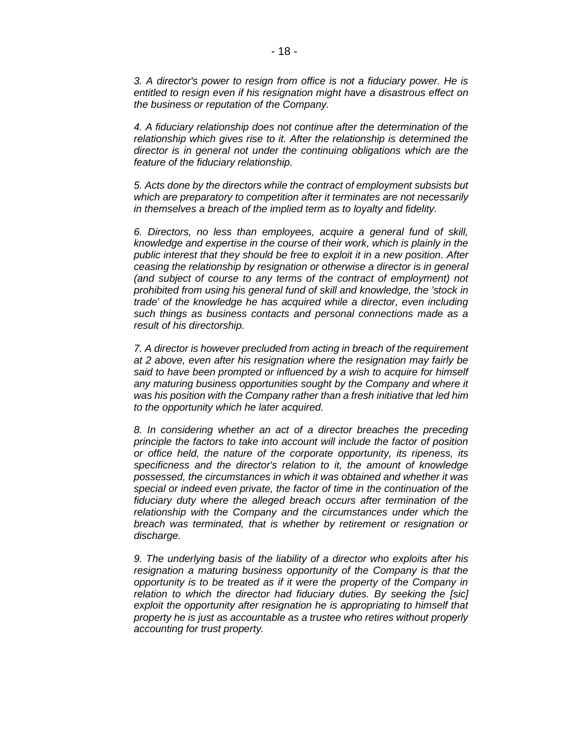*3. A director's power to resign from office is not a fiduciary power. He is entitled to resign even if his resignation might have a disastrous effect on the business or reputation of the Company.*

*4. A fiduciary relationship does not continue after the determination of the relationship which gives rise to it. After the relationship is determined the director is in general not under the continuing obligations which are the feature of the fiduciary relationship.*

*5. Acts done by the directors while the contract of employment subsists but which are preparatory to competition after it terminates are not necessarily in themselves a breach of the implied term as to loyalty and fidelity.*

*6. Directors, no less than employees, acquire a general fund of skill, knowledge and expertise in the course of their work, which is plainly in the public interest that they should be free to exploit it in a new position. After ceasing the relationship by resignation or otherwise a director is in general (and subject of course to any terms of the contract of employment) not prohibited from using his general fund of skill and knowledge, the 'stock in trade' of the knowledge he has acquired while a director, even including such things as business contacts and personal connections made as a result of his directorship.*

*7. A director is however precluded from acting in breach of the requirement at 2 above, even after his resignation where the resignation may fairly be said to have been prompted or influenced by a wish to acquire for himself any maturing business opportunities sought by the Company and where it was his position with the Company rather than a fresh initiative that led him to the opportunity which he later acquired.*

*8. In considering whether an act of a director breaches the preceding principle the factors to take into account will include the factor of position or office held, the nature of the corporate opportunity, its ripeness, its specificness and the director's relation to it, the amount of knowledge possessed, the circumstances in which it was obtained and whether it was special or indeed even private, the factor of time in the continuation of the fiduciary duty where the alleged breach occurs after termination of the relationship with the Company and the circumstances under which the breach was terminated, that is whether by retirement or resignation or discharge.*

*9. The underlying basis of the liability of a director who exploits after his resignation a maturing business opportunity of the Company is that the opportunity is to be treated as if it were the property of the Company in relation to which the director had fiduciary duties. By seeking the [sic] exploit the opportunity after resignation he is appropriating to himself that property he is just as accountable as a trustee who retires without properly accounting for trust property.*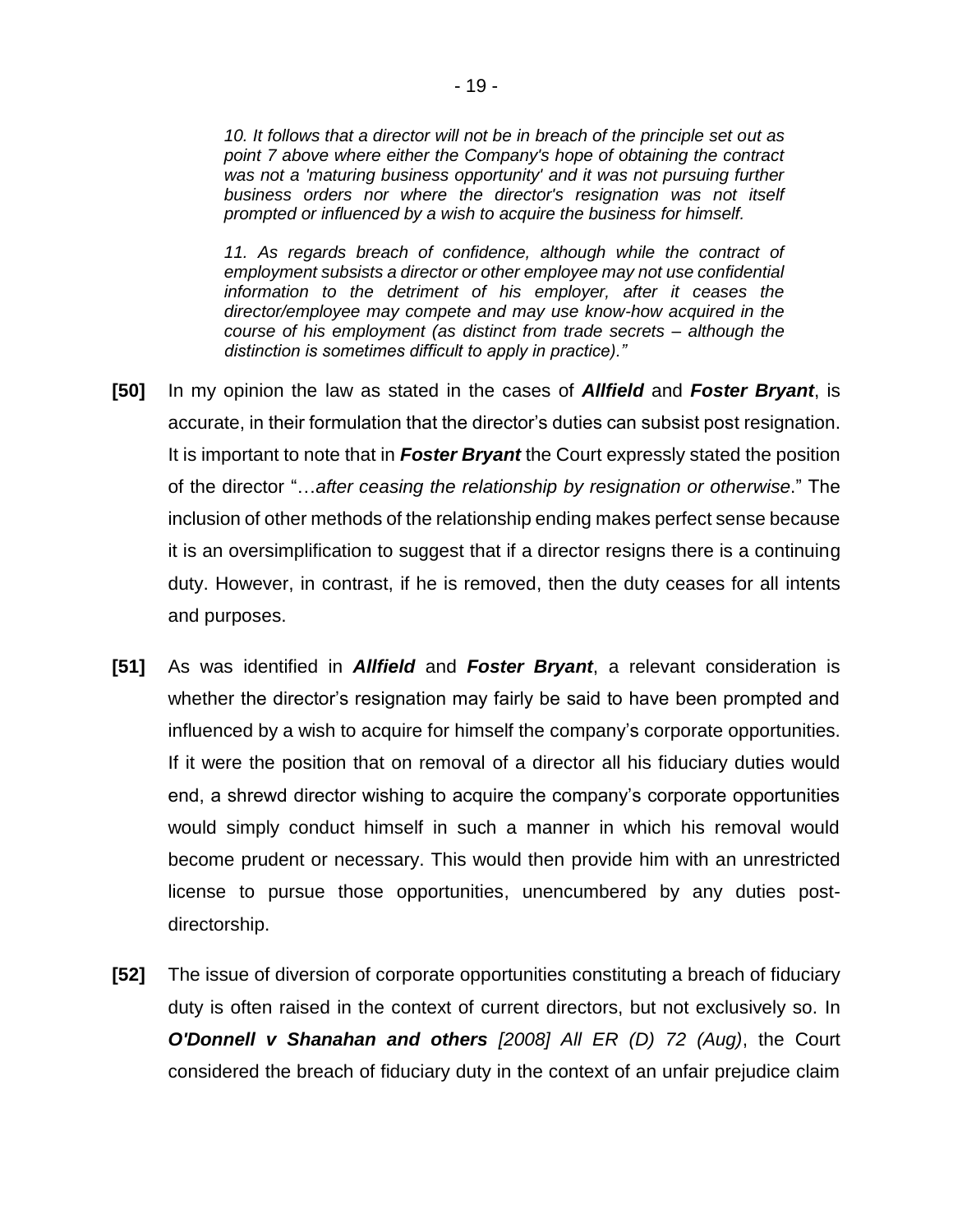*10. It follows that a director will not be in breach of the principle set out as point 7 above where either the Company's hope of obtaining the contract was not a 'maturing business opportunity' and it was not pursuing further business orders nor where the director's resignation was not itself prompted or influenced by a wish to acquire the business for himself.*

*11. As regards breach of confidence, although while the contract of employment subsists a director or other employee may not use confidential information to the detriment of his employer, after it ceases the director/employee may compete and may use know-how acquired in the course of his employment (as distinct from trade secrets – although the distinction is sometimes difficult to apply in practice)."*

**[50]** In my opinion the law as stated in the cases of ***Allfield*** and ***Foster Bryant***, is accurate, in their formulation that the director's duties can subsist post resignation. It is important to note that in ***Foster Bryant*** the Court expressly stated the position of the director "…*after ceasing the relationship by resignation or otherwise*." The inclusion of other methods of the relationship ending makes perfect sense because it is an oversimplification to suggest that if a director resigns there is a continuing duty. However, in contrast, if he is removed, then the duty ceases for all intents and purposes.

**[51]** As was identified in ***Allfield*** and ***Foster Bryant***, a relevant consideration is whether the director's resignation may fairly be said to have been prompted and influenced by a wish to acquire for himself the company's corporate opportunities. If it were the position that on removal of a director all his fiduciary duties would end, a shrewd director wishing to acquire the company's corporate opportunities would simply conduct himself in such a manner in which his removal would become prudent or necessary. This would then provide him with an unrestricted license to pursue those opportunities, unencumbered by any duties post-directorship.

**[52]** The issue of diversion of corporate opportunities constituting a breach of fiduciary duty is often raised in the context of current directors, but not exclusively so. In ***O'Donnell v Shanahan and others*** *[2008] All ER (D) 72 (Aug)*, the Court considered the breach of fiduciary duty in the context of an unfair prejudice claim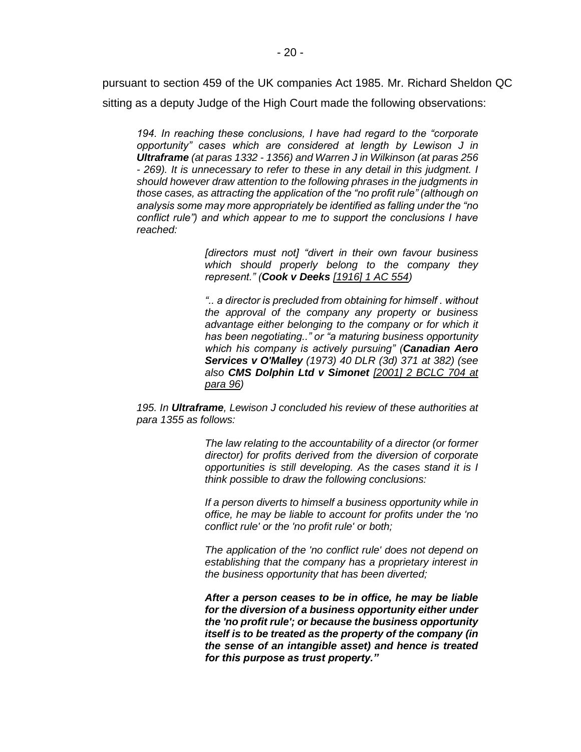pursuant to section 459 of the UK companies Act 1985. Mr. Richard Sheldon QC sitting as a deputy Judge of the High Court made the following observations:

> *194. In reaching these conclusions, I have had regard to the "corporate opportunity" cases which are considered at length by Lewison J in **Ultraframe** (at paras 1332 - 1356) and Warren J in Wilkinson (at paras 256 - 269). It is unnecessary to refer to these in any detail in this judgment. I should however draw attention to the following phrases in the judgments in those cases, as attracting the application of the "no profit rule" (although on analysis some may more appropriately be identified as falling under the "no conflict rule") and which appear to me to support the conclusions I have reached:*
>
> > *[directors must not] "divert in their own favour business which should properly belong to the company they represent." (**Cook v Deeks** [1916] 1 AC 554)*
> >
> > *".. a director is precluded from obtaining for himself . without the approval of the company any property or business advantage either belonging to the company or for which it has been negotiating.." or "a maturing business opportunity which his company is actively pursuing" (**Canadian Aero Services v O'Malley** (1973) 40 DLR (3d) 371 at 382) (see also **CMS Dolphin Ltd v Simonet** [2001] 2 BCLC 704 at para 96)*
>
> *195. In **Ultraframe**, Lewison J concluded his review of these authorities at para 1355 as follows:*
>
> > *The law relating to the accountability of a director (or former director) for profits derived from the diversion of corporate opportunities is still developing. As the cases stand it is I think possible to draw the following conclusions:*
> >
> > *If a person diverts to himself a business opportunity while in office, he may be liable to account for profits under the 'no conflict rule' or the 'no profit rule' or both;*
> >
> > *The application of the 'no conflict rule' does not depend on establishing that the company has a proprietary interest in the business opportunity that has been diverted;*
> >
> > ***After a person ceases to be in office, he may be liable for the diversion of a business opportunity either under the 'no profit rule'; or because the business opportunity itself is to be treated as the property of the company (in the sense of an intangible asset) and hence is treated for this purpose as trust property."***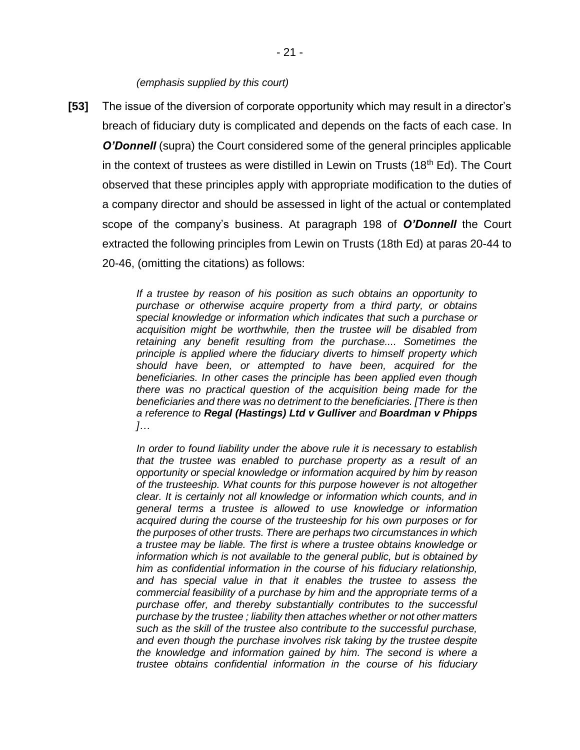*(emphasis supplied by this court)*

**[53]** The issue of the diversion of corporate opportunity which may result in a director's breach of fiduciary duty is complicated and depends on the facts of each case. In ***O'Donnell*** (supra) the Court considered some of the general principles applicable in the context of trustees as were distilled in Lewin on Trusts (18th Ed). The Court observed that these principles apply with appropriate modification to the duties of a company director and should be assessed in light of the actual or contemplated scope of the company's business. At paragraph 198 of ***O'Donnell*** the Court extracted the following principles from Lewin on Trusts (18th Ed) at paras 20-44 to 20-46, (omitting the citations) as follows:

> *If a trustee by reason of his position as such obtains an opportunity to purchase or otherwise acquire property from a third party, or obtains special knowledge or information which indicates that such a purchase or acquisition might be worthwhile, then the trustee will be disabled from retaining any benefit resulting from the purchase.... Sometimes the principle is applied where the fiduciary diverts to himself property which should have been, or attempted to have been, acquired for the beneficiaries. In other cases the principle has been applied even though there was no practical question of the acquisition being made for the beneficiaries and there was no detriment to the beneficiaries. [There is then a reference to* ***Regal (Hastings) Ltd v Gulliver*** *and* ***Boardman v Phipps*** *]…*
>
> *In order to found liability under the above rule it is necessary to establish that the trustee was enabled to purchase property as a result of an opportunity or special knowledge or information acquired by him by reason of the trusteeship. What counts for this purpose however is not altogether clear. It is certainly not all knowledge or information which counts, and in general terms a trustee is allowed to use knowledge or information acquired during the course of the trusteeship for his own purposes or for the purposes of other trusts. There are perhaps two circumstances in which a trustee may be liable. The first is where a trustee obtains knowledge or information which is not available to the general public, but is obtained by him as confidential information in the course of his fiduciary relationship, and has special value in that it enables the trustee to assess the commercial feasibility of a purchase by him and the appropriate terms of a purchase offer, and thereby substantially contributes to the successful purchase by the trustee ; liability then attaches whether or not other matters such as the skill of the trustee also contribute to the successful purchase, and even though the purchase involves risk taking by the trustee despite the knowledge and information gained by him. The second is where a trustee obtains confidential information in the course of his fiduciary*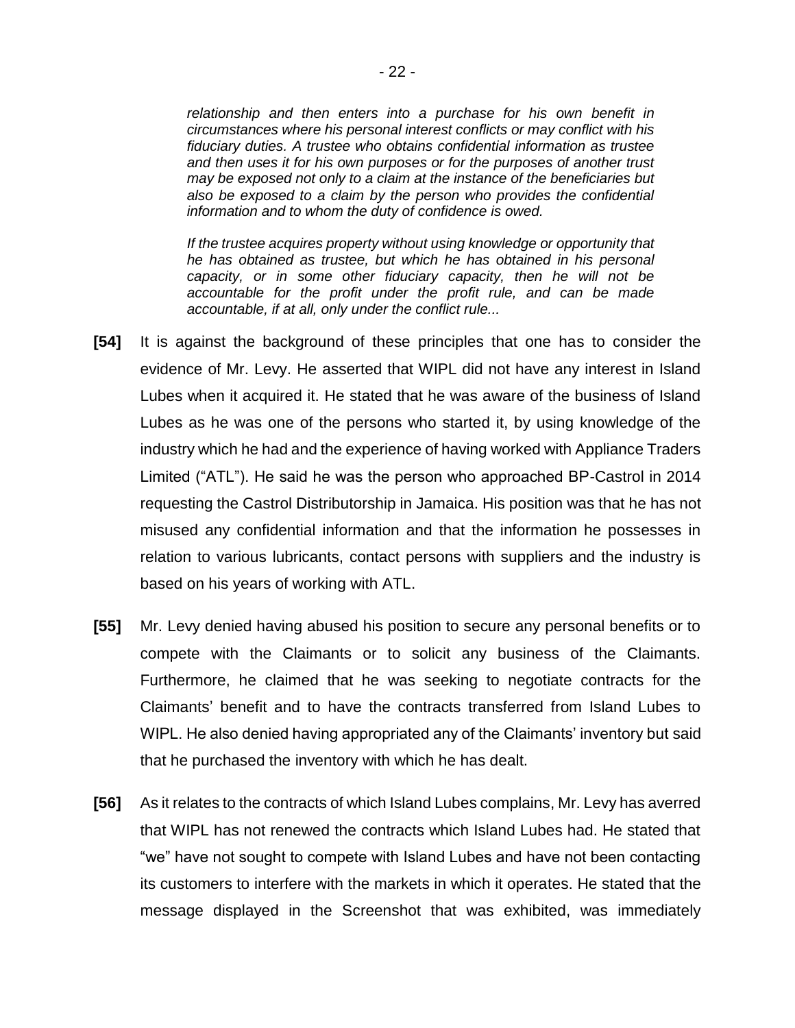*relationship and then enters into a purchase for his own benefit in circumstances where his personal interest conflicts or may conflict with his fiduciary duties. A trustee who obtains confidential information as trustee and then uses it for his own purposes or for the purposes of another trust may be exposed not only to a claim at the instance of the beneficiaries but also be exposed to a claim by the person who provides the confidential information and to whom the duty of confidence is owed.*

*If the trustee acquires property without using knowledge or opportunity that he has obtained as trustee, but which he has obtained in his personal capacity, or in some other fiduciary capacity, then he will not be accountable for the profit under the profit rule, and can be made accountable, if at all, only under the conflict rule...*

**[54]** It is against the background of these principles that one has to consider the evidence of Mr. Levy. He asserted that WIPL did not have any interest in Island Lubes when it acquired it. He stated that he was aware of the business of Island Lubes as he was one of the persons who started it, by using knowledge of the industry which he had and the experience of having worked with Appliance Traders Limited ("ATL"). He said he was the person who approached BP-Castrol in 2014 requesting the Castrol Distributorship in Jamaica. His position was that he has not misused any confidential information and that the information he possesses in relation to various lubricants, contact persons with suppliers and the industry is based on his years of working with ATL.

**[55]** Mr. Levy denied having abused his position to secure any personal benefits or to compete with the Claimants or to solicit any business of the Claimants. Furthermore, he claimed that he was seeking to negotiate contracts for the Claimants' benefit and to have the contracts transferred from Island Lubes to WIPL. He also denied having appropriated any of the Claimants' inventory but said that he purchased the inventory with which he has dealt.

**[56]** As it relates to the contracts of which Island Lubes complains, Mr. Levy has averred that WIPL has not renewed the contracts which Island Lubes had. He stated that "we" have not sought to compete with Island Lubes and have not been contacting its customers to interfere with the markets in which it operates. He stated that the message displayed in the Screenshot that was exhibited, was immediately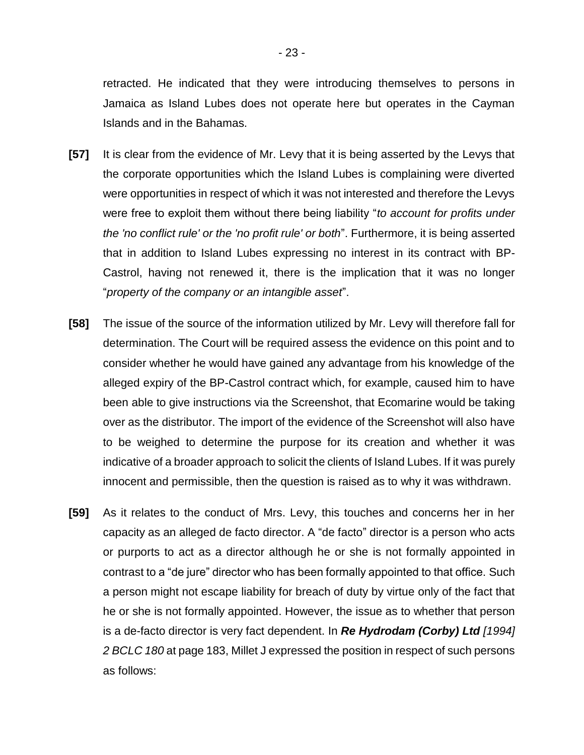retracted. He indicated that they were introducing themselves to persons in Jamaica as Island Lubes does not operate here but operates in the Cayman Islands and in the Bahamas.

**[57]** It is clear from the evidence of Mr. Levy that it is being asserted by the Levys that the corporate opportunities which the Island Lubes is complaining were diverted were opportunities in respect of which it was not interested and therefore the Levys were free to exploit them without there being liability "*to account for profits under the 'no conflict rule' or the 'no profit rule' or both*". Furthermore, it is being asserted that in addition to Island Lubes expressing no interest in its contract with BP-Castrol, having not renewed it, there is the implication that it was no longer "*property of the company or an intangible asset*".

**[58]** The issue of the source of the information utilized by Mr. Levy will therefore fall for determination. The Court will be required assess the evidence on this point and to consider whether he would have gained any advantage from his knowledge of the alleged expiry of the BP-Castrol contract which, for example, caused him to have been able to give instructions via the Screenshot, that Ecomarine would be taking over as the distributor. The import of the evidence of the Screenshot will also have to be weighed to determine the purpose for its creation and whether it was indicative of a broader approach to solicit the clients of Island Lubes. If it was purely innocent and permissible, then the question is raised as to why it was withdrawn.

**[59]** As it relates to the conduct of Mrs. Levy, this touches and concerns her in her capacity as an alleged de facto director. A "de facto" director is a person who acts or purports to act as a director although he or she is not formally appointed in contrast to a "de jure" director who has been formally appointed to that office. Such a person might not escape liability for breach of duty by virtue only of the fact that he or she is not formally appointed. However, the issue as to whether that person is a de-facto director is very fact dependent. In ***Re Hydrodam (Corby) Ltd*** *[1994] 2 BCLC 180* at page 183, Millet J expressed the position in respect of such persons as follows: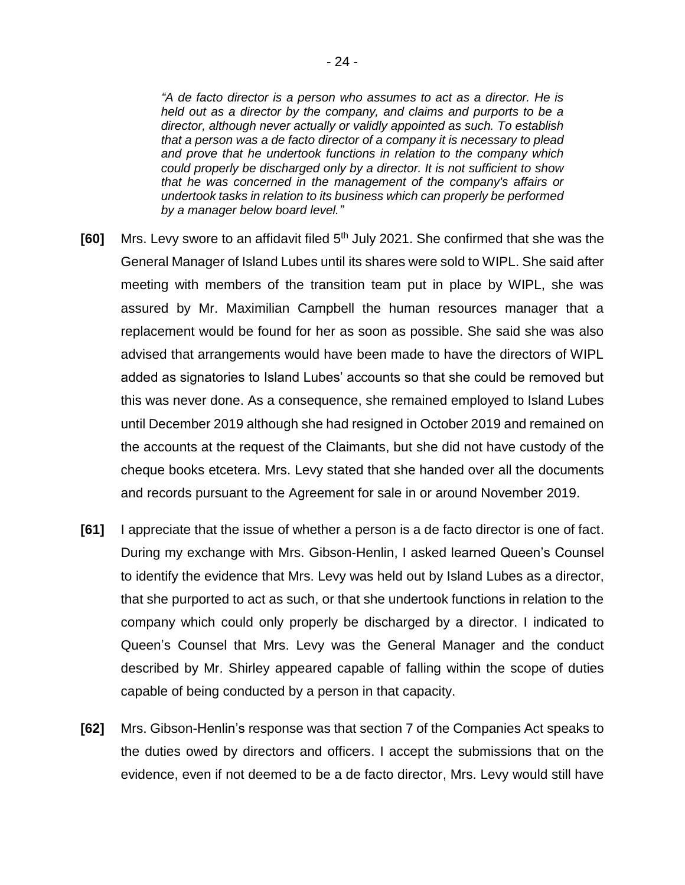> *"A de facto director is a person who assumes to act as a director. He is held out as a director by the company, and claims and purports to be a director, although never actually or validly appointed as such. To establish that a person was a de facto director of a company it is necessary to plead and prove that he undertook functions in relation to the company which could properly be discharged only by a director. It is not sufficient to show that he was concerned in the management of the company's affairs or undertook tasks in relation to its business which can properly be performed by a manager below board level."*

**[60]** Mrs. Levy swore to an affidavit filed 5th July 2021. She confirmed that she was the General Manager of Island Lubes until its shares were sold to WIPL. She said after meeting with members of the transition team put in place by WIPL, she was assured by Mr. Maximilian Campbell the human resources manager that a replacement would be found for her as soon as possible. She said she was also advised that arrangements would have been made to have the directors of WIPL added as signatories to Island Lubes' accounts so that she could be removed but this was never done. As a consequence, she remained employed to Island Lubes until December 2019 although she had resigned in October 2019 and remained on the accounts at the request of the Claimants, but she did not have custody of the cheque books etcetera. Mrs. Levy stated that she handed over all the documents and records pursuant to the Agreement for sale in or around November 2019.

**[61]** I appreciate that the issue of whether a person is a de facto director is one of fact. During my exchange with Mrs. Gibson-Henlin, I asked learned Queen's Counsel to identify the evidence that Mrs. Levy was held out by Island Lubes as a director, that she purported to act as such, or that she undertook functions in relation to the company which could only properly be discharged by a director. I indicated to Queen's Counsel that Mrs. Levy was the General Manager and the conduct described by Mr. Shirley appeared capable of falling within the scope of duties capable of being conducted by a person in that capacity.

**[62]** Mrs. Gibson-Henlin's response was that section 7 of the Companies Act speaks to the duties owed by directors and officers. I accept the submissions that on the evidence, even if not deemed to be a de facto director, Mrs. Levy would still have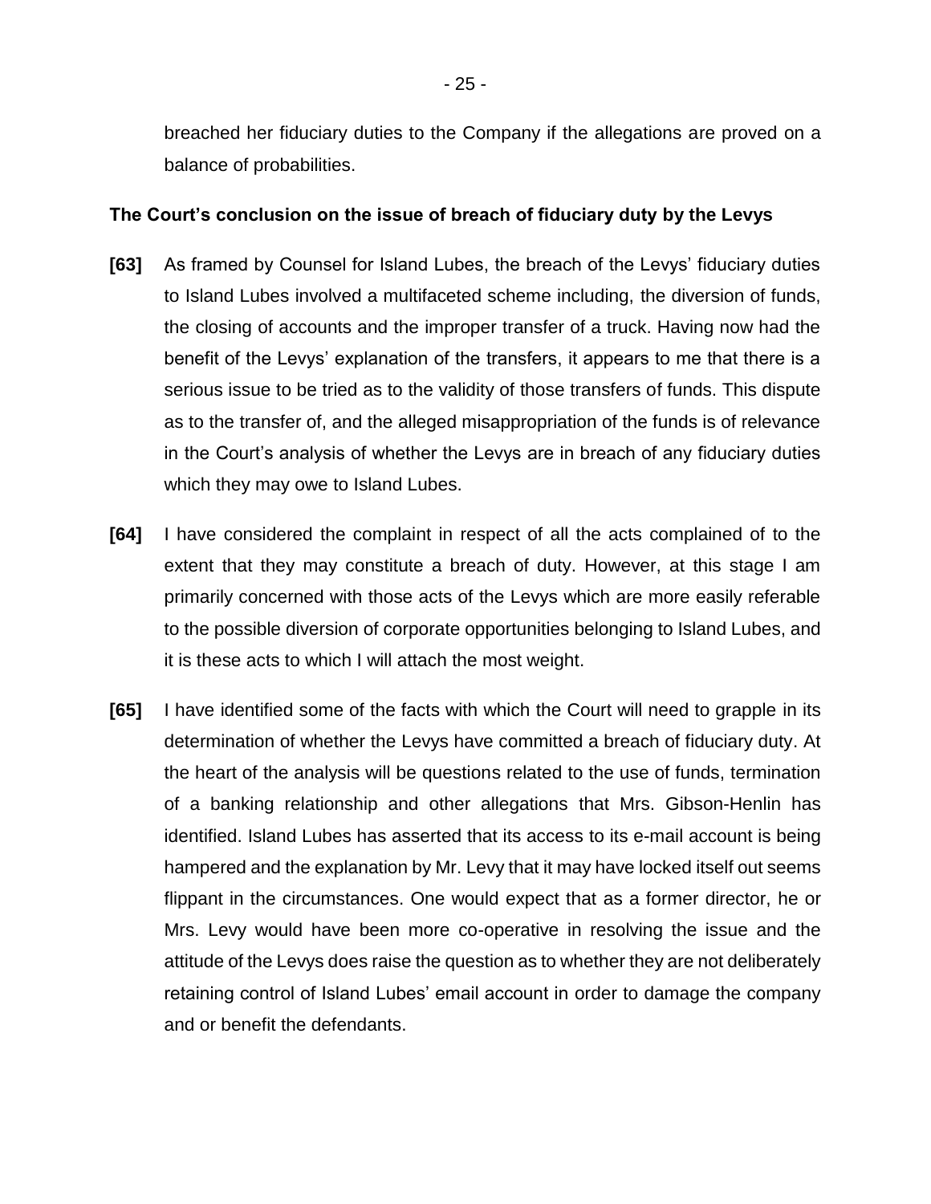breached her fiduciary duties to the Company if the allegations are proved on a balance of probabilities.

**The Court's conclusion on the issue of breach of fiduciary duty by the Levys**

**[63]** As framed by Counsel for Island Lubes, the breach of the Levys' fiduciary duties to Island Lubes involved a multifaceted scheme including, the diversion of funds, the closing of accounts and the improper transfer of a truck. Having now had the benefit of the Levys' explanation of the transfers, it appears to me that there is a serious issue to be tried as to the validity of those transfers of funds. This dispute as to the transfer of, and the alleged misappropriation of the funds is of relevance in the Court's analysis of whether the Levys are in breach of any fiduciary duties which they may owe to Island Lubes.

**[64]** I have considered the complaint in respect of all the acts complained of to the extent that they may constitute a breach of duty. However, at this stage I am primarily concerned with those acts of the Levys which are more easily referable to the possible diversion of corporate opportunities belonging to Island Lubes, and it is these acts to which I will attach the most weight.

**[65]** I have identified some of the facts with which the Court will need to grapple in its determination of whether the Levys have committed a breach of fiduciary duty. At the heart of the analysis will be questions related to the use of funds, termination of a banking relationship and other allegations that Mrs. Gibson-Henlin has identified. Island Lubes has asserted that its access to its e-mail account is being hampered and the explanation by Mr. Levy that it may have locked itself out seems flippant in the circumstances. One would expect that as a former director, he or Mrs. Levy would have been more co-operative in resolving the issue and the attitude of the Levys does raise the question as to whether they are not deliberately retaining control of Island Lubes' email account in order to damage the company and or benefit the defendants.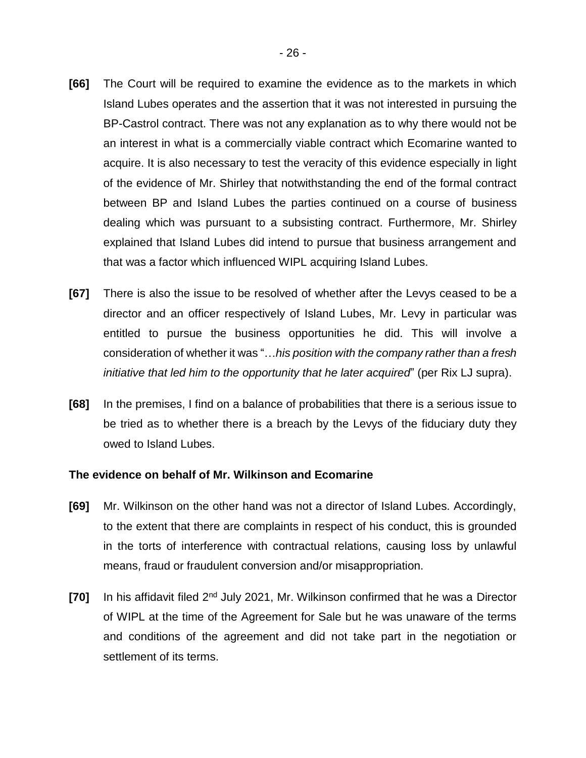**[66]** The Court will be required to examine the evidence as to the markets in which Island Lubes operates and the assertion that it was not interested in pursuing the BP-Castrol contract. There was not any explanation as to why there would not be an interest in what is a commercially viable contract which Ecomarine wanted to acquire. It is also necessary to test the veracity of this evidence especially in light of the evidence of Mr. Shirley that notwithstanding the end of the formal contract between BP and Island Lubes the parties continued on a course of business dealing which was pursuant to a subsisting contract. Furthermore, Mr. Shirley explained that Island Lubes did intend to pursue that business arrangement and that was a factor which influenced WIPL acquiring Island Lubes.

**[67]** There is also the issue to be resolved of whether after the Levys ceased to be a director and an officer respectively of Island Lubes, Mr. Levy in particular was entitled to pursue the business opportunities he did. This will involve a consideration of whether it was "…*his position with the company rather than a fresh initiative that led him to the opportunity that he later acquired*" (per Rix LJ supra).

**[68]** In the premises, I find on a balance of probabilities that there is a serious issue to be tried as to whether there is a breach by the Levys of the fiduciary duty they owed to Island Lubes.

**The evidence on behalf of Mr. Wilkinson and Ecomarine**

**[69]** Mr. Wilkinson on the other hand was not a director of Island Lubes. Accordingly, to the extent that there are complaints in respect of his conduct, this is grounded in the torts of interference with contractual relations, causing loss by unlawful means, fraud or fraudulent conversion and/or misappropriation.

**[70]** In his affidavit filed 2nd July 2021, Mr. Wilkinson confirmed that he was a Director of WIPL at the time of the Agreement for Sale but he was unaware of the terms and conditions of the agreement and did not take part in the negotiation or settlement of its terms.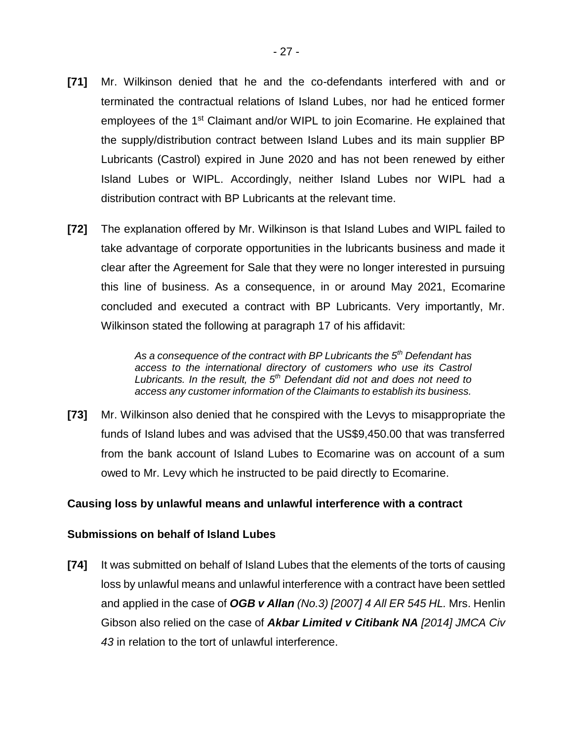**[71]** Mr. Wilkinson denied that he and the co-defendants interfered with and or terminated the contractual relations of Island Lubes, nor had he enticed former employees of the 1st Claimant and/or WIPL to join Ecomarine. He explained that the supply/distribution contract between Island Lubes and its main supplier BP Lubricants (Castrol) expired in June 2020 and has not been renewed by either Island Lubes or WIPL. Accordingly, neither Island Lubes nor WIPL had a distribution contract with BP Lubricants at the relevant time.

**[72]** The explanation offered by Mr. Wilkinson is that Island Lubes and WIPL failed to take advantage of corporate opportunities in the lubricants business and made it clear after the Agreement for Sale that they were no longer interested in pursuing this line of business. As a consequence, in or around May 2021, Ecomarine concluded and executed a contract with BP Lubricants. Very importantly, Mr. Wilkinson stated the following at paragraph 17 of his affidavit:

> *As a consequence of the contract with BP Lubricants the 5th Defendant has access to the international directory of customers who use its Castrol Lubricants. In the result, the 5th Defendant did not and does not need to access any customer information of the Claimants to establish its business.*

**[73]** Mr. Wilkinson also denied that he conspired with the Levys to misappropriate the funds of Island lubes and was advised that the US$9,450.00 that was transferred from the bank account of Island Lubes to Ecomarine was on account of a sum owed to Mr. Levy which he instructed to be paid directly to Ecomarine.

### Causing loss by unlawful means and unlawful interference with a contract

### Submissions on behalf of Island Lubes

**[74]** It was submitted on behalf of Island Lubes that the elements of the torts of causing loss by unlawful means and unlawful interference with a contract have been settled and applied in the case of ***OGB v Allan*** *(No.3) [2007] 4 All ER 545 HL.* Mrs. Henlin Gibson also relied on the case of ***Akbar Limited v Citibank NA*** *[2014] JMCA Civ 43* in relation to the tort of unlawful interference.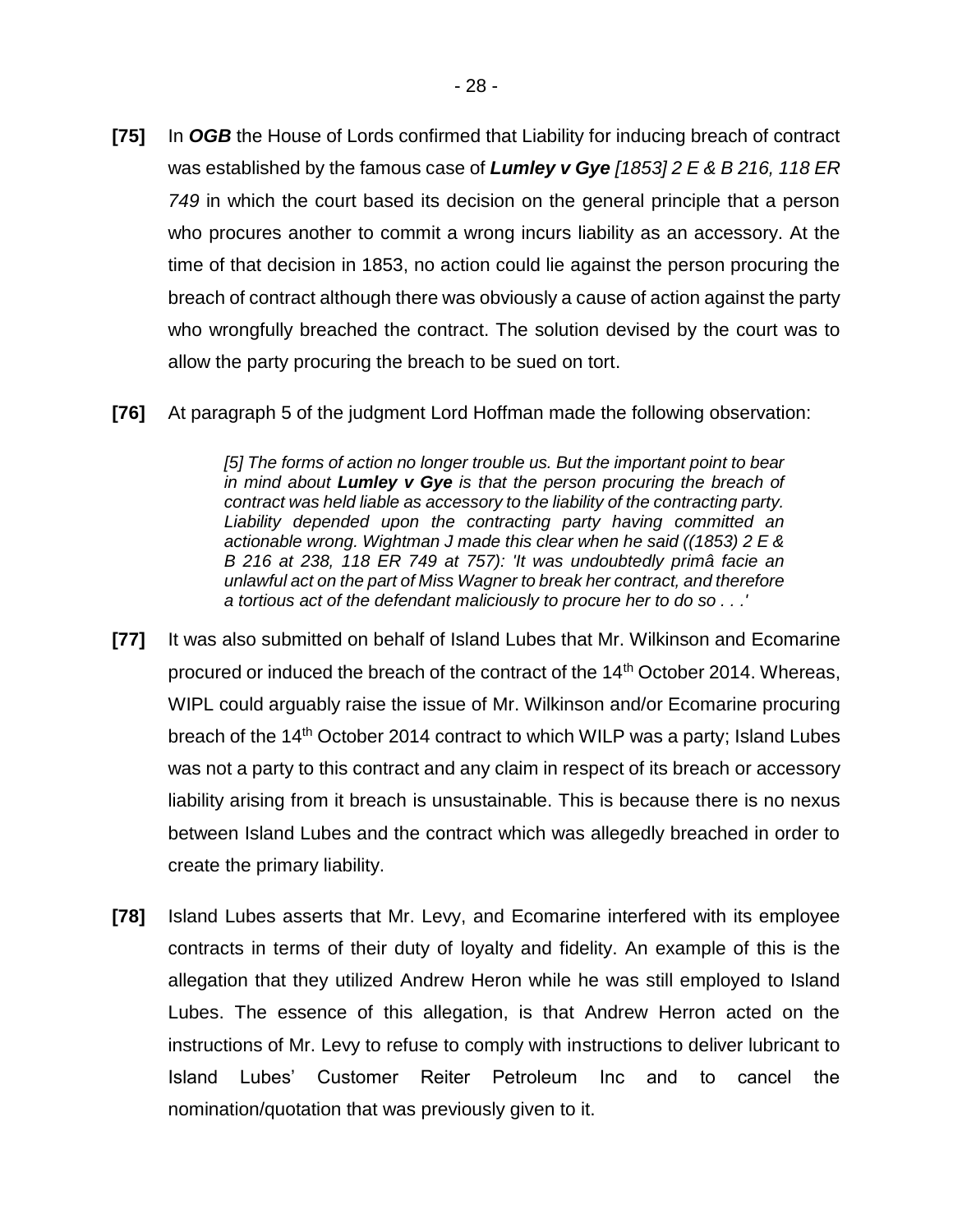**[75]** In ***OGB*** the House of Lords confirmed that Liability for inducing breach of contract was established by the famous case of ***Lumley v Gye*** *[1853] 2 E & B 216, 118 ER 749* in which the court based its decision on the general principle that a person who procures another to commit a wrong incurs liability as an accessory. At the time of that decision in 1853, no action could lie against the person procuring the breach of contract although there was obviously a cause of action against the party who wrongfully breached the contract. The solution devised by the court was to allow the party procuring the breach to be sued on tort.

**[76]** At paragraph 5 of the judgment Lord Hoffman made the following observation:

> *[5] The forms of action no longer trouble us. But the important point to bear in mind about **Lumley v Gye** is that the person procuring the breach of contract was held liable as accessory to the liability of the contracting party. Liability depended upon the contracting party having committed an actionable wrong. Wightman J made this clear when he said ((1853) 2 E & B 216 at 238, 118 ER 749 at 757): 'It was undoubtedly primâ facie an unlawful act on the part of Miss Wagner to break her contract, and therefore a tortious act of the defendant maliciously to procure her to do so . . .'*

**[77]** It was also submitted on behalf of Island Lubes that Mr. Wilkinson and Ecomarine procured or induced the breach of the contract of the 14th October 2014. Whereas, WIPL could arguably raise the issue of Mr. Wilkinson and/or Ecomarine procuring breach of the 14th October 2014 contract to which WILP was a party; Island Lubes was not a party to this contract and any claim in respect of its breach or accessory liability arising from it breach is unsustainable. This is because there is no nexus between Island Lubes and the contract which was allegedly breached in order to create the primary liability.

**[78]** Island Lubes asserts that Mr. Levy, and Ecomarine interfered with its employee contracts in terms of their duty of loyalty and fidelity. An example of this is the allegation that they utilized Andrew Heron while he was still employed to Island Lubes. The essence of this allegation, is that Andrew Herron acted on the instructions of Mr. Levy to refuse to comply with instructions to deliver lubricant to Island Lubes' Customer Reiter Petroleum Inc and to cancel the nomination/quotation that was previously given to it.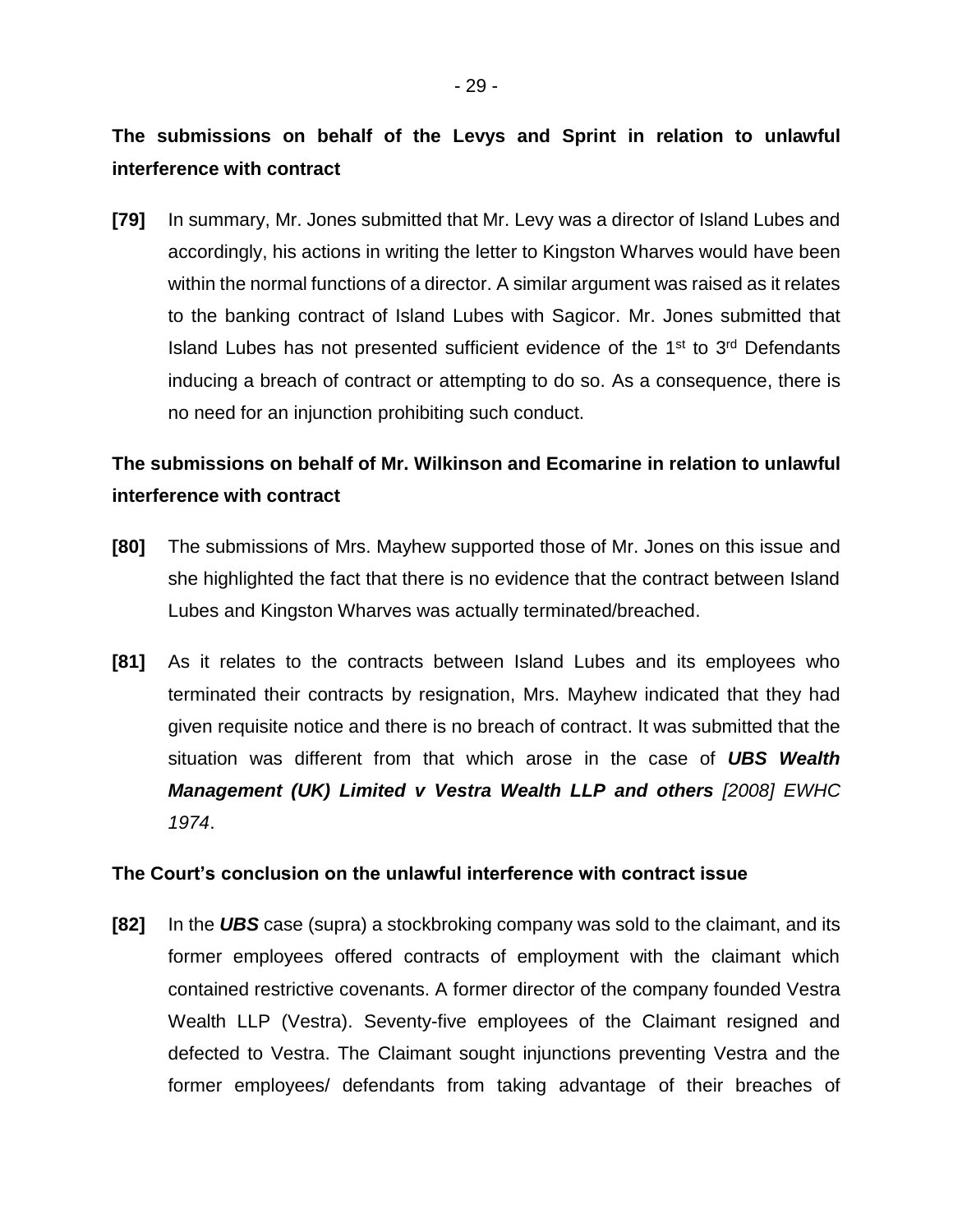**The submissions on behalf of the Levys and Sprint in relation to unlawful interference with contract**

**[79]** In summary, Mr. Jones submitted that Mr. Levy was a director of Island Lubes and accordingly, his actions in writing the letter to Kingston Wharves would have been within the normal functions of a director. A similar argument was raised as it relates to the banking contract of Island Lubes with Sagicor. Mr. Jones submitted that Island Lubes has not presented sufficient evidence of the 1st to 3rd Defendants inducing a breach of contract or attempting to do so. As a consequence, there is no need for an injunction prohibiting such conduct.

**The submissions on behalf of Mr. Wilkinson and Ecomarine in relation to unlawful interference with contract**

**[80]** The submissions of Mrs. Mayhew supported those of Mr. Jones on this issue and she highlighted the fact that there is no evidence that the contract between Island Lubes and Kingston Wharves was actually terminated/breached.

**[81]** As it relates to the contracts between Island Lubes and its employees who terminated their contracts by resignation, Mrs. Mayhew indicated that they had given requisite notice and there is no breach of contract. It was submitted that the situation was different from that which arose in the case of ***UBS Wealth Management (UK) Limited v Vestra Wealth LLP and others*** *[2008] EWHC 1974*.

**The Court's conclusion on the unlawful interference with contract issue**

**[82]** In the ***UBS*** case (supra) a stockbroking company was sold to the claimant, and its former employees offered contracts of employment with the claimant which contained restrictive covenants. A former director of the company founded Vestra Wealth LLP (Vestra). Seventy-five employees of the Claimant resigned and defected to Vestra. The Claimant sought injunctions preventing Vestra and the former employees/ defendants from taking advantage of their breaches of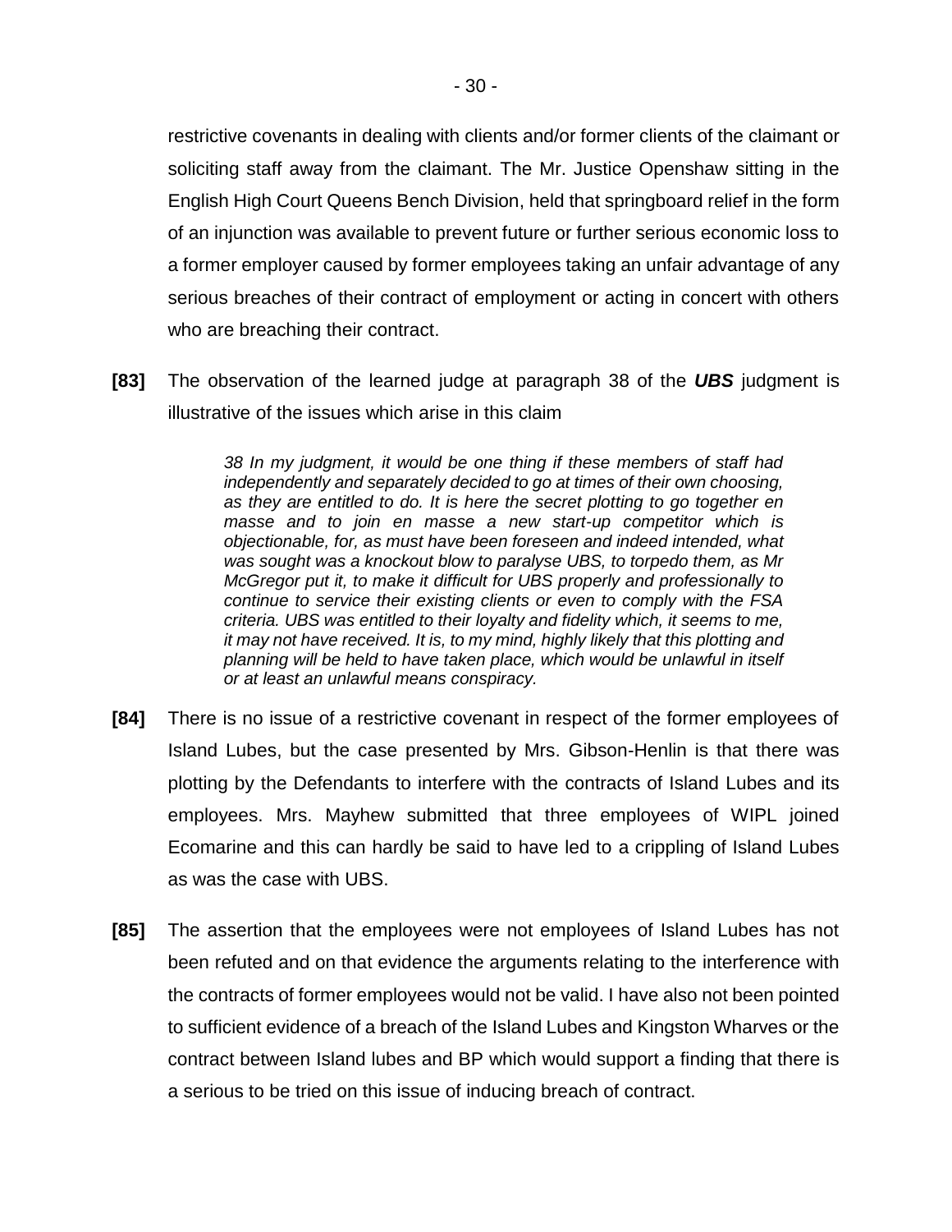restrictive covenants in dealing with clients and/or former clients of the claimant or soliciting staff away from the claimant. The Mr. Justice Openshaw sitting in the English High Court Queens Bench Division, held that springboard relief in the form of an injunction was available to prevent future or further serious economic loss to a former employer caused by former employees taking an unfair advantage of any serious breaches of their contract of employment or acting in concert with others who are breaching their contract.

**[83]** The observation of the learned judge at paragraph 38 of the ***UBS*** judgment is illustrative of the issues which arise in this claim

> *38 In my judgment, it would be one thing if these members of staff had independently and separately decided to go at times of their own choosing, as they are entitled to do. It is here the secret plotting to go together en masse and to join en masse a new start-up competitor which is objectionable, for, as must have been foreseen and indeed intended, what was sought was a knockout blow to paralyse UBS, to torpedo them, as Mr McGregor put it, to make it difficult for UBS properly and professionally to continue to service their existing clients or even to comply with the FSA criteria. UBS was entitled to their loyalty and fidelity which, it seems to me, it may not have received. It is, to my mind, highly likely that this plotting and planning will be held to have taken place, which would be unlawful in itself or at least an unlawful means conspiracy.*

**[84]** There is no issue of a restrictive covenant in respect of the former employees of Island Lubes, but the case presented by Mrs. Gibson-Henlin is that there was plotting by the Defendants to interfere with the contracts of Island Lubes and its employees. Mrs. Mayhew submitted that three employees of WIPL joined Ecomarine and this can hardly be said to have led to a crippling of Island Lubes as was the case with UBS.

**[85]** The assertion that the employees were not employees of Island Lubes has not been refuted and on that evidence the arguments relating to the interference with the contracts of former employees would not be valid. I have also not been pointed to sufficient evidence of a breach of the Island Lubes and Kingston Wharves or the contract between Island lubes and BP which would support a finding that there is a serious to be tried on this issue of inducing breach of contract.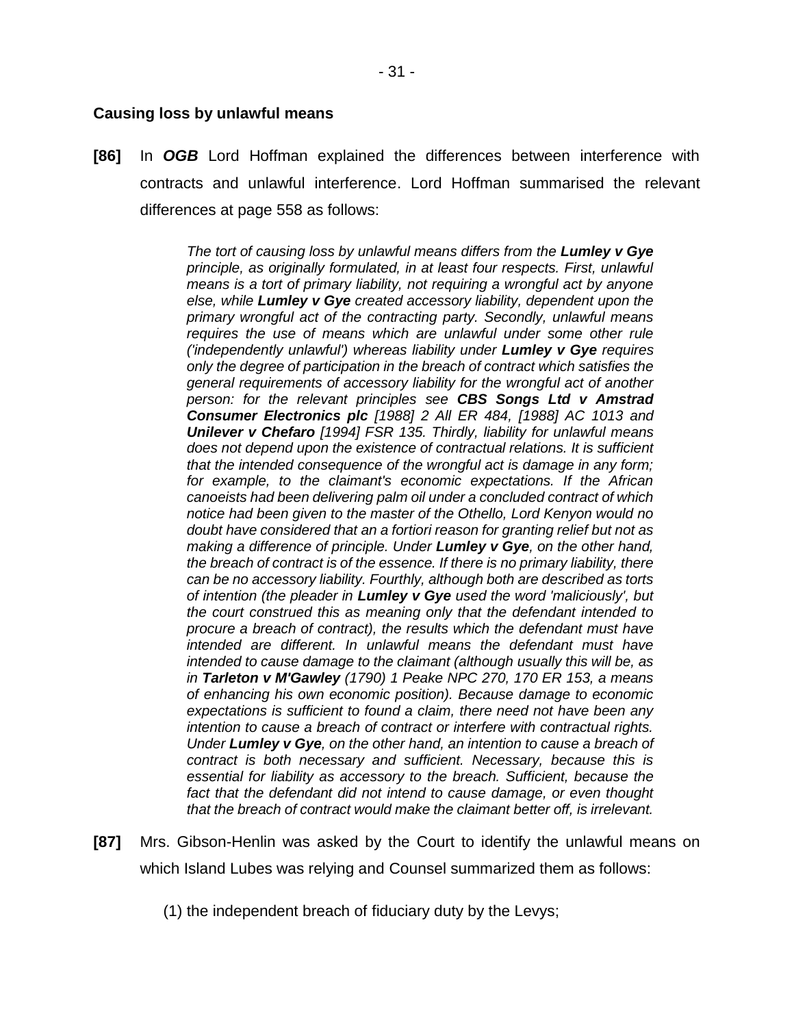### Causing loss by unlawful means

**[86]** In ***OGB*** Lord Hoffman explained the differences between interference with contracts and unlawful interference. Lord Hoffman summarised the relevant differences at page 558 as follows:

> *The tort of causing loss by unlawful means differs from the **Lumley v Gye** principle, as originally formulated, in at least four respects. First, unlawful means is a tort of primary liability, not requiring a wrongful act by anyone else, while **Lumley v Gye** created accessory liability, dependent upon the primary wrongful act of the contracting party. Secondly, unlawful means requires the use of means which are unlawful under some other rule ('independently unlawful') whereas liability under **Lumley v Gye** requires only the degree of participation in the breach of contract which satisfies the general requirements of accessory liability for the wrongful act of another person: for the relevant principles see **CBS Songs Ltd v Amstrad Consumer Electronics plc** [1988] 2 All ER 484, [1988] AC 1013 and **Unilever v Chefaro** [1994] FSR 135. Thirdly, liability for unlawful means does not depend upon the existence of contractual relations. It is sufficient that the intended consequence of the wrongful act is damage in any form; for example, to the claimant's economic expectations. If the African canoeists had been delivering palm oil under a concluded contract of which notice had been given to the master of the Othello, Lord Kenyon would no doubt have considered that an a fortiori reason for granting relief but not as making a difference of principle. Under **Lumley v Gye**, on the other hand, the breach of contract is of the essence. If there is no primary liability, there can be no accessory liability. Fourthly, although both are described as torts of intention (the pleader in **Lumley v Gye** used the word 'maliciously', but the court construed this as meaning only that the defendant intended to procure a breach of contract), the results which the defendant must have intended are different. In unlawful means the defendant must have intended to cause damage to the claimant (although usually this will be, as in **Tarleton v M'Gawley** (1790) 1 Peake NPC 270, 170 ER 153, a means of enhancing his own economic position). Because damage to economic expectations is sufficient to found a claim, there need not have been any intention to cause a breach of contract or interfere with contractual rights. Under **Lumley v Gye**, on the other hand, an intention to cause a breach of contract is both necessary and sufficient. Necessary, because this is essential for liability as accessory to the breach. Sufficient, because the fact that the defendant did not intend to cause damage, or even thought that the breach of contract would make the claimant better off, is irrelevant.*

**[87]** Mrs. Gibson-Henlin was asked by the Court to identify the unlawful means on which Island Lubes was relying and Counsel summarized them as follows:

(1) the independent breach of fiduciary duty by the Levys;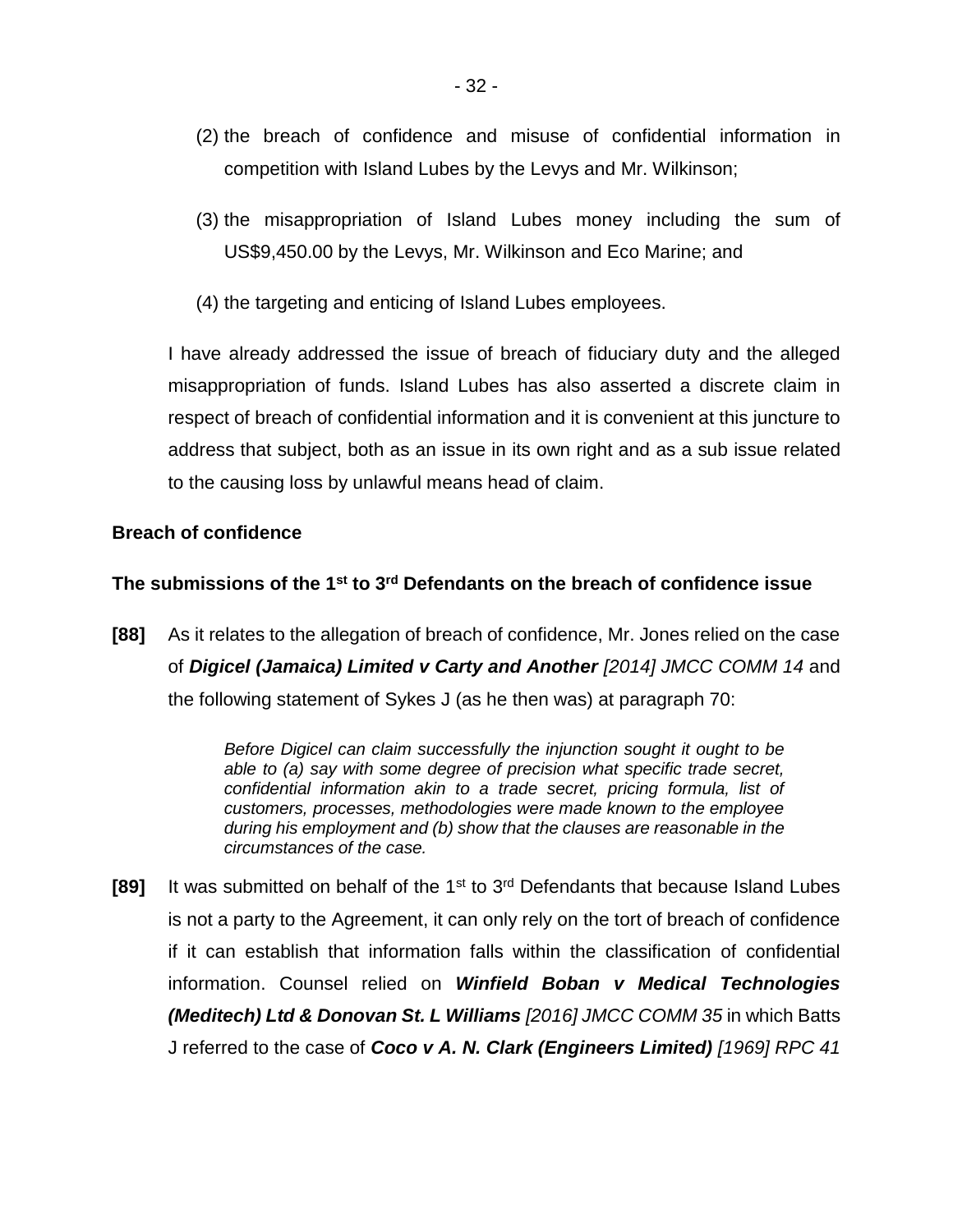(2) the breach of confidence and misuse of confidential information in competition with Island Lubes by the Levys and Mr. Wilkinson;

(3) the misappropriation of Island Lubes money including the sum of US$9,450.00 by the Levys, Mr. Wilkinson and Eco Marine; and

(4) the targeting and enticing of Island Lubes employees.

I have already addressed the issue of breach of fiduciary duty and the alleged misappropriation of funds. Island Lubes has also asserted a discrete claim in respect of breach of confidential information and it is convenient at this juncture to address that subject, both as an issue in its own right and as a sub issue related to the causing loss by unlawful means head of claim.

**Breach of confidence**

**The submissions of the 1st to 3rd Defendants on the breach of confidence issue**

**[88]** As it relates to the allegation of breach of confidence, Mr. Jones relied on the case of ***Digicel (Jamaica) Limited v Carty and Another*** *[2014] JMCC COMM 14* and the following statement of Sykes J (as he then was) at paragraph 70:

> *Before Digicel can claim successfully the injunction sought it ought to be able to (a) say with some degree of precision what specific trade secret, confidential information akin to a trade secret, pricing formula, list of customers, processes, methodologies were made known to the employee during his employment and (b) show that the clauses are reasonable in the circumstances of the case.*

**[89]** It was submitted on behalf of the 1st to 3rd Defendants that because Island Lubes is not a party to the Agreement, it can only rely on the tort of breach of confidence if it can establish that information falls within the classification of confidential information. Counsel relied on ***Winfield Boban v Medical Technologies (Meditech) Ltd & Donovan St. L Williams*** *[2016] JMCC COMM 35* in which Batts J referred to the case of ***Coco v A. N. Clark (Engineers Limited)*** *[1969] RPC 41*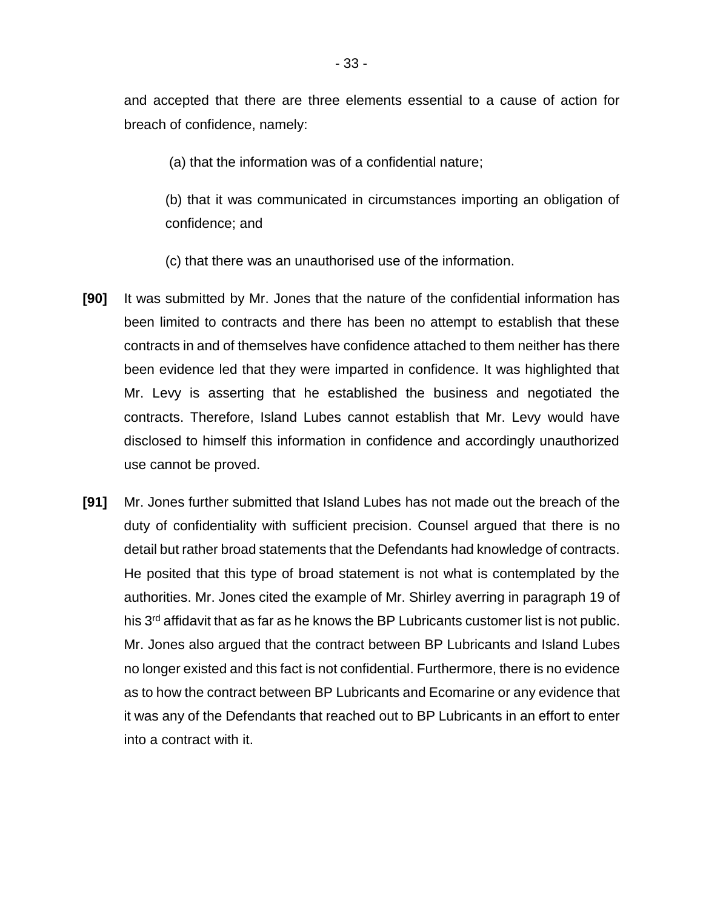and accepted that there are three elements essential to a cause of action for breach of confidence, namely:

> (a) that the information was of a confidential nature;
>
> (b) that it was communicated in circumstances importing an obligation of confidence; and
>
> (c) that there was an unauthorised use of the information.

**[90]** It was submitted by Mr. Jones that the nature of the confidential information has been limited to contracts and there has been no attempt to establish that these contracts in and of themselves have confidence attached to them neither has there been evidence led that they were imparted in confidence. It was highlighted that Mr. Levy is asserting that he established the business and negotiated the contracts. Therefore, Island Lubes cannot establish that Mr. Levy would have disclosed to himself this information in confidence and accordingly unauthorized use cannot be proved.

**[91]** Mr. Jones further submitted that Island Lubes has not made out the breach of the duty of confidentiality with sufficient precision. Counsel argued that there is no detail but rather broad statements that the Defendants had knowledge of contracts. He posited that this type of broad statement is not what is contemplated by the authorities. Mr. Jones cited the example of Mr. Shirley averring in paragraph 19 of his 3rd affidavit that as far as he knows the BP Lubricants customer list is not public. Mr. Jones also argued that the contract between BP Lubricants and Island Lubes no longer existed and this fact is not confidential. Furthermore, there is no evidence as to how the contract between BP Lubricants and Ecomarine or any evidence that it was any of the Defendants that reached out to BP Lubricants in an effort to enter into a contract with it.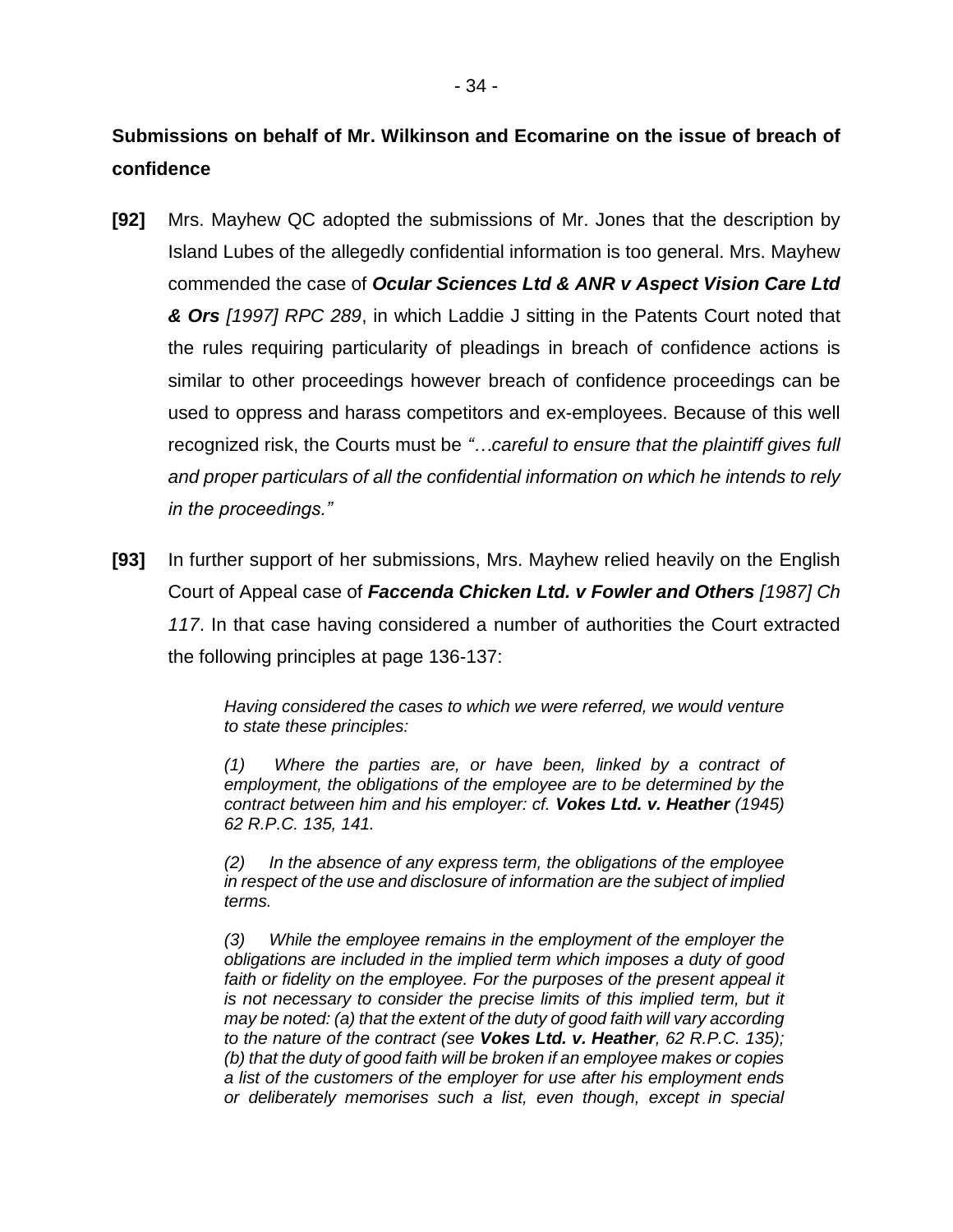**Submissions on behalf of Mr. Wilkinson and Ecomarine on the issue of breach of confidence**

**[92]** Mrs. Mayhew QC adopted the submissions of Mr. Jones that the description by Island Lubes of the allegedly confidential information is too general. Mrs. Mayhew commended the case of ***Ocular Sciences Ltd & ANR v Aspect Vision Care Ltd & Ors*** *[1997] RPC 289*, in which Laddie J sitting in the Patents Court noted that the rules requiring particularity of pleadings in breach of confidence actions is similar to other proceedings however breach of confidence proceedings can be used to oppress and harass competitors and ex-employees. Because of this well recognized risk, the Courts must be *"…careful to ensure that the plaintiff gives full and proper particulars of all the confidential information on which he intends to rely in the proceedings."*

**[93]** In further support of her submissions, Mrs. Mayhew relied heavily on the English Court of Appeal case of ***Faccenda Chicken Ltd. v Fowler and Others*** *[1987] Ch 117*. In that case having considered a number of authorities the Court extracted the following principles at page 136-137:

> *Having considered the cases to which we were referred, we would venture to state these principles:*
>
> *(1) Where the parties are, or have been, linked by a contract of employment, the obligations of the employee are to be determined by the contract between him and his employer: cf.* ***Vokes Ltd. v. Heather*** *(1945) 62 R.P.C. 135, 141.*
>
> *(2) In the absence of any express term, the obligations of the employee in respect of the use and disclosure of information are the subject of implied terms.*
>
> *(3) While the employee remains in the employment of the employer the obligations are included in the implied term which imposes a duty of good faith or fidelity on the employee. For the purposes of the present appeal it is not necessary to consider the precise limits of this implied term, but it may be noted: (a) that the extent of the duty of good faith will vary according to the nature of the contract (see* ***Vokes Ltd. v. Heather****, 62 R.P.C. 135); (b) that the duty of good faith will be broken if an employee makes or copies a list of the customers of the employer for use after his employment ends or deliberately memorises such a list, even though, except in special*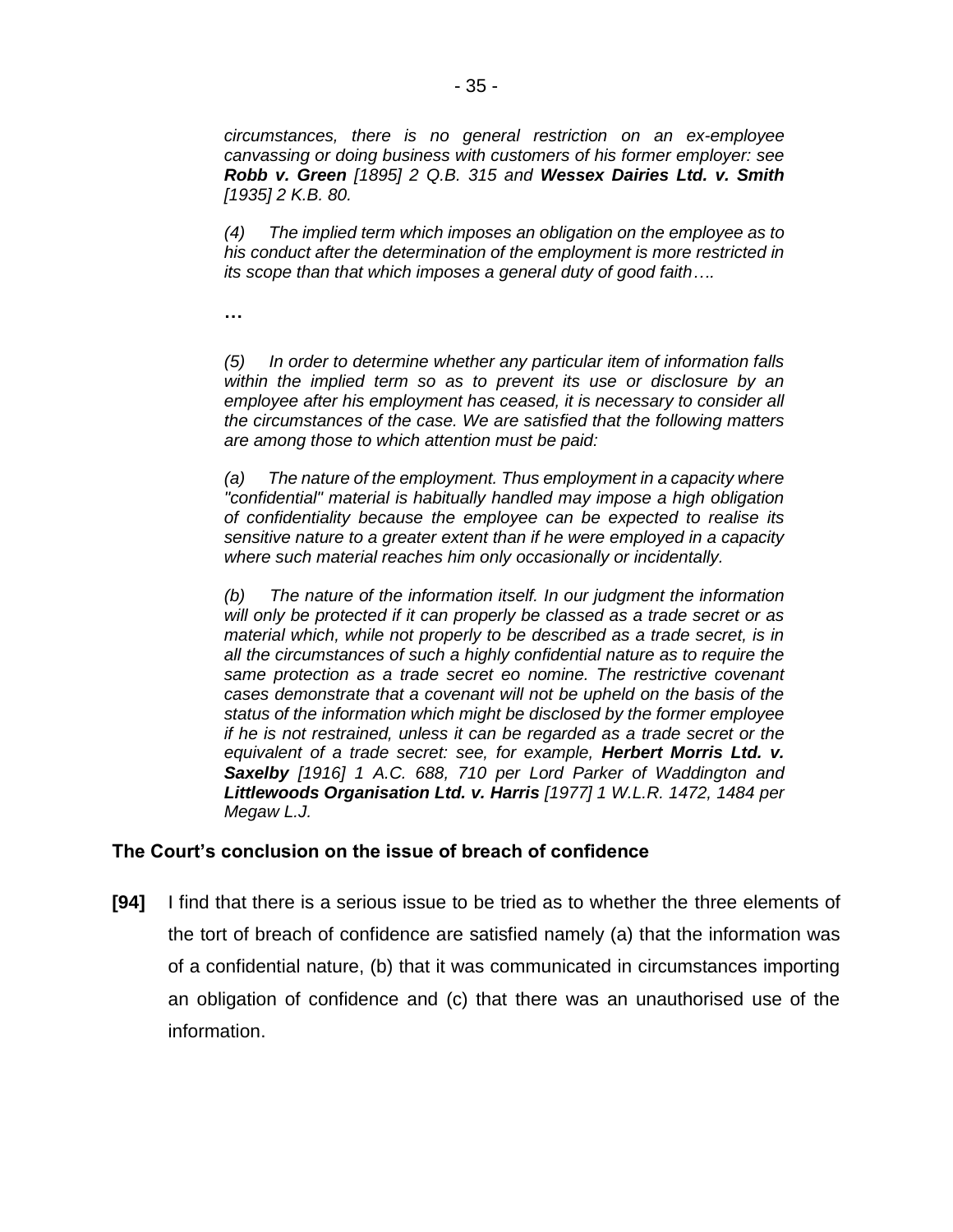*circumstances, there is no general restriction on an ex-employee canvassing or doing business with customers of his former employer: see **Robb v. Green** [1895] 2 Q.B. 315 and **Wessex Dairies Ltd. v. Smith** [1935] 2 K.B. 80.*

*(4) The implied term which imposes an obligation on the employee as to his conduct after the determination of the employment is more restricted in its scope than that which imposes a general duty of good faith….*

**…**

*(5) In order to determine whether any particular item of information falls within the implied term so as to prevent its use or disclosure by an employee after his employment has ceased, it is necessary to consider all the circumstances of the case. We are satisfied that the following matters are among those to which attention must be paid:*

*(a) The nature of the employment. Thus employment in a capacity where "confidential" material is habitually handled may impose a high obligation of confidentiality because the employee can be expected to realise its sensitive nature to a greater extent than if he were employed in a capacity where such material reaches him only occasionally or incidentally.*

*(b) The nature of the information itself. In our judgment the information will only be protected if it can properly be classed as a trade secret or as material which, while not properly to be described as a trade secret, is in all the circumstances of such a highly confidential nature as to require the same protection as a trade secret eo nomine. The restrictive covenant cases demonstrate that a covenant will not be upheld on the basis of the status of the information which might be disclosed by the former employee if he is not restrained, unless it can be regarded as a trade secret or the equivalent of a trade secret: see, for example, **Herbert Morris Ltd. v. Saxelby** [1916] 1 A.C. 688, 710 per Lord Parker of Waddington and **Littlewoods Organisation Ltd. v. Harris** [1977] 1 W.L.R. 1472, 1484 per Megaw L.J.*

### The Court's conclusion on the issue of breach of confidence

**[94]** I find that there is a serious issue to be tried as to whether the three elements of the tort of breach of confidence are satisfied namely (a) that the information was of a confidential nature, (b) that it was communicated in circumstances importing an obligation of confidence and (c) that there was an unauthorised use of the information.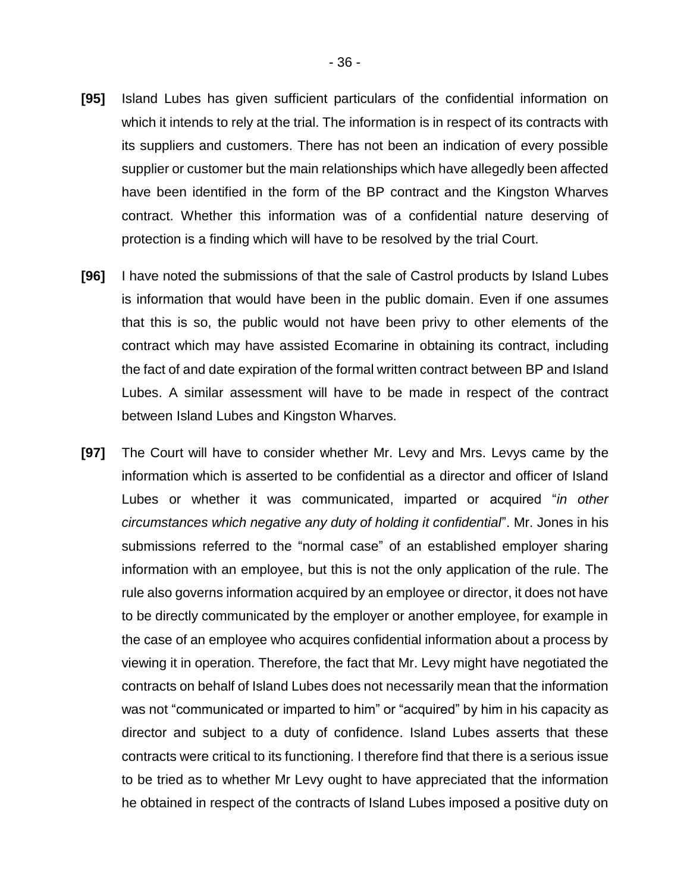**[95]** Island Lubes has given sufficient particulars of the confidential information on which it intends to rely at the trial. The information is in respect of its contracts with its suppliers and customers. There has not been an indication of every possible supplier or customer but the main relationships which have allegedly been affected have been identified in the form of the BP contract and the Kingston Wharves contract. Whether this information was of a confidential nature deserving of protection is a finding which will have to be resolved by the trial Court.

**[96]** I have noted the submissions of that the sale of Castrol products by Island Lubes is information that would have been in the public domain. Even if one assumes that this is so, the public would not have been privy to other elements of the contract which may have assisted Ecomarine in obtaining its contract, including the fact of and date expiration of the formal written contract between BP and Island Lubes. A similar assessment will have to be made in respect of the contract between Island Lubes and Kingston Wharves.

**[97]** The Court will have to consider whether Mr. Levy and Mrs. Levys came by the information which is asserted to be confidential as a director and officer of Island Lubes or whether it was communicated, imparted or acquired "*in other circumstances which negative any duty of holding it confidential*". Mr. Jones in his submissions referred to the "normal case" of an established employer sharing information with an employee, but this is not the only application of the rule. The rule also governs information acquired by an employee or director, it does not have to be directly communicated by the employer or another employee, for example in the case of an employee who acquires confidential information about a process by viewing it in operation. Therefore, the fact that Mr. Levy might have negotiated the contracts on behalf of Island Lubes does not necessarily mean that the information was not "communicated or imparted to him" or "acquired" by him in his capacity as director and subject to a duty of confidence. Island Lubes asserts that these contracts were critical to its functioning. I therefore find that there is a serious issue to be tried as to whether Mr Levy ought to have appreciated that the information he obtained in respect of the contracts of Island Lubes imposed a positive duty on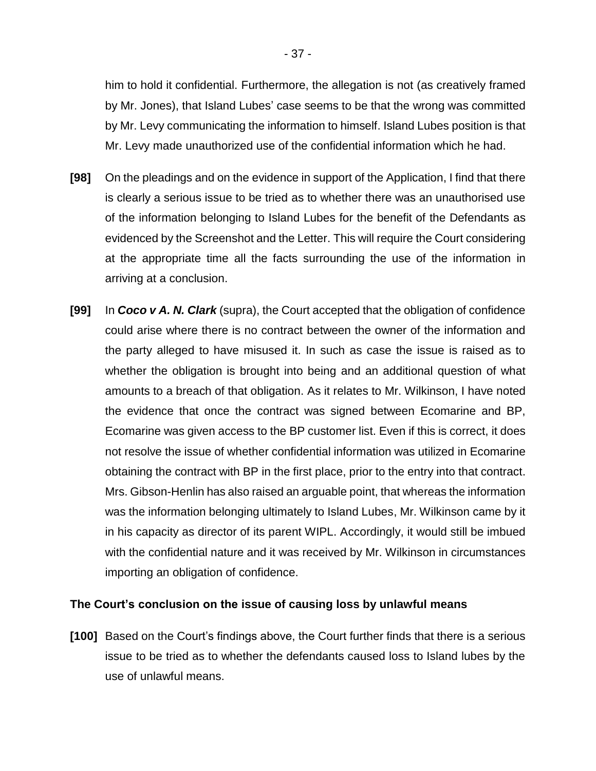him to hold it confidential. Furthermore, the allegation is not (as creatively framed by Mr. Jones), that Island Lubes' case seems to be that the wrong was committed by Mr. Levy communicating the information to himself. Island Lubes position is that Mr. Levy made unauthorized use of the confidential information which he had.

**[98]** On the pleadings and on the evidence in support of the Application, I find that there is clearly a serious issue to be tried as to whether there was an unauthorised use of the information belonging to Island Lubes for the benefit of the Defendants as evidenced by the Screenshot and the Letter. This will require the Court considering at the appropriate time all the facts surrounding the use of the information in arriving at a conclusion.

**[99]** In ***Coco v A. N. Clark*** (supra), the Court accepted that the obligation of confidence could arise where there is no contract between the owner of the information and the party alleged to have misused it. In such as case the issue is raised as to whether the obligation is brought into being and an additional question of what amounts to a breach of that obligation. As it relates to Mr. Wilkinson, I have noted the evidence that once the contract was signed between Ecomarine and BP, Ecomarine was given access to the BP customer list. Even if this is correct, it does not resolve the issue of whether confidential information was utilized in Ecomarine obtaining the contract with BP in the first place, prior to the entry into that contract. Mrs. Gibson-Henlin has also raised an arguable point, that whereas the information was the information belonging ultimately to Island Lubes, Mr. Wilkinson came by it in his capacity as director of its parent WIPL. Accordingly, it would still be imbued with the confidential nature and it was received by Mr. Wilkinson in circumstances importing an obligation of confidence.

### The Court's conclusion on the issue of causing loss by unlawful means

**[100]** Based on the Court's findings above, the Court further finds that there is a serious issue to be tried as to whether the defendants caused loss to Island lubes by the use of unlawful means.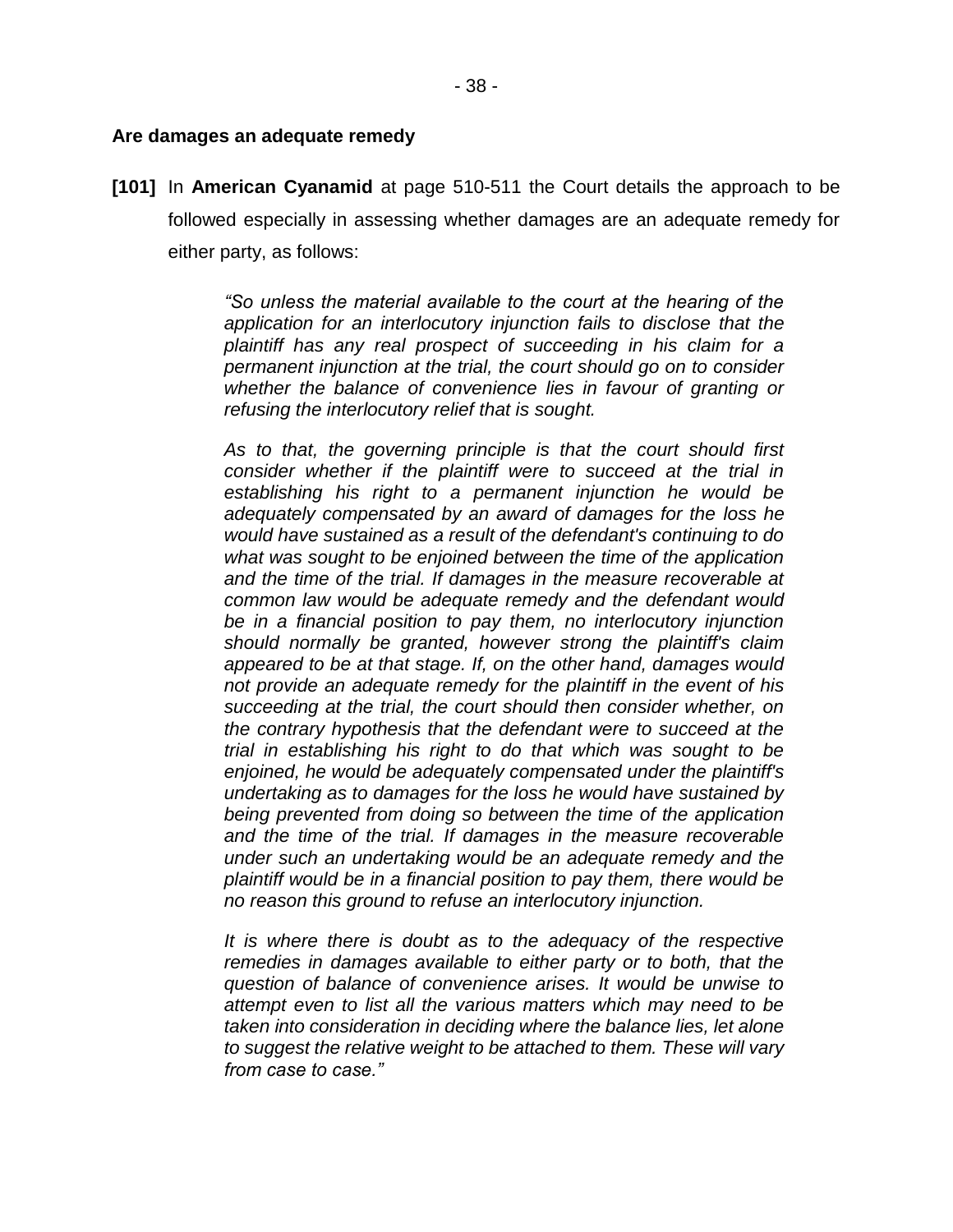**Are damages an adequate remedy**

**[101]** In **American Cyanamid** at page 510-511 the Court details the approach to be followed especially in assessing whether damages are an adequate remedy for either party, as follows:

> *"So unless the material available to the court at the hearing of the application for an interlocutory injunction fails to disclose that the plaintiff has any real prospect of succeeding in his claim for a permanent injunction at the trial, the court should go on to consider whether the balance of convenience lies in favour of granting or refusing the interlocutory relief that is sought.*
>
> *As to that, the governing principle is that the court should first consider whether if the plaintiff were to succeed at the trial in establishing his right to a permanent injunction he would be adequately compensated by an award of damages for the loss he would have sustained as a result of the defendant's continuing to do what was sought to be enjoined between the time of the application and the time of the trial. If damages in the measure recoverable at common law would be adequate remedy and the defendant would be in a financial position to pay them, no interlocutory injunction should normally be granted, however strong the plaintiff's claim appeared to be at that stage. If, on the other hand, damages would not provide an adequate remedy for the plaintiff in the event of his succeeding at the trial, the court should then consider whether, on the contrary hypothesis that the defendant were to succeed at the trial in establishing his right to do that which was sought to be enjoined, he would be adequately compensated under the plaintiff's undertaking as to damages for the loss he would have sustained by being prevented from doing so between the time of the application and the time of the trial. If damages in the measure recoverable under such an undertaking would be an adequate remedy and the plaintiff would be in a financial position to pay them, there would be no reason this ground to refuse an interlocutory injunction.*
>
> *It is where there is doubt as to the adequacy of the respective remedies in damages available to either party or to both, that the question of balance of convenience arises. It would be unwise to attempt even to list all the various matters which may need to be taken into consideration in deciding where the balance lies, let alone to suggest the relative weight to be attached to them. These will vary from case to case."*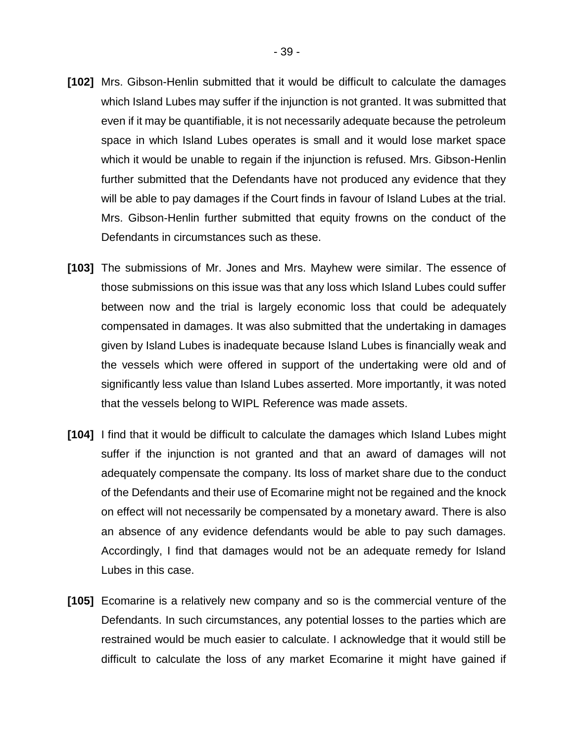**[102]** Mrs. Gibson-Henlin submitted that it would be difficult to calculate the damages which Island Lubes may suffer if the injunction is not granted. It was submitted that even if it may be quantifiable, it is not necessarily adequate because the petroleum space in which Island Lubes operates is small and it would lose market space which it would be unable to regain if the injunction is refused. Mrs. Gibson-Henlin further submitted that the Defendants have not produced any evidence that they will be able to pay damages if the Court finds in favour of Island Lubes at the trial. Mrs. Gibson-Henlin further submitted that equity frowns on the conduct of the Defendants in circumstances such as these.

**[103]** The submissions of Mr. Jones and Mrs. Mayhew were similar. The essence of those submissions on this issue was that any loss which Island Lubes could suffer between now and the trial is largely economic loss that could be adequately compensated in damages. It was also submitted that the undertaking in damages given by Island Lubes is inadequate because Island Lubes is financially weak and the vessels which were offered in support of the undertaking were old and of significantly less value than Island Lubes asserted. More importantly, it was noted that the vessels belong to WIPL Reference was made assets.

**[104]** I find that it would be difficult to calculate the damages which Island Lubes might suffer if the injunction is not granted and that an award of damages will not adequately compensate the company. Its loss of market share due to the conduct of the Defendants and their use of Ecomarine might not be regained and the knock on effect will not necessarily be compensated by a monetary award. There is also an absence of any evidence defendants would be able to pay such damages. Accordingly, I find that damages would not be an adequate remedy for Island Lubes in this case.

**[105]** Ecomarine is a relatively new company and so is the commercial venture of the Defendants. In such circumstances, any potential losses to the parties which are restrained would be much easier to calculate. I acknowledge that it would still be difficult to calculate the loss of any market Ecomarine it might have gained if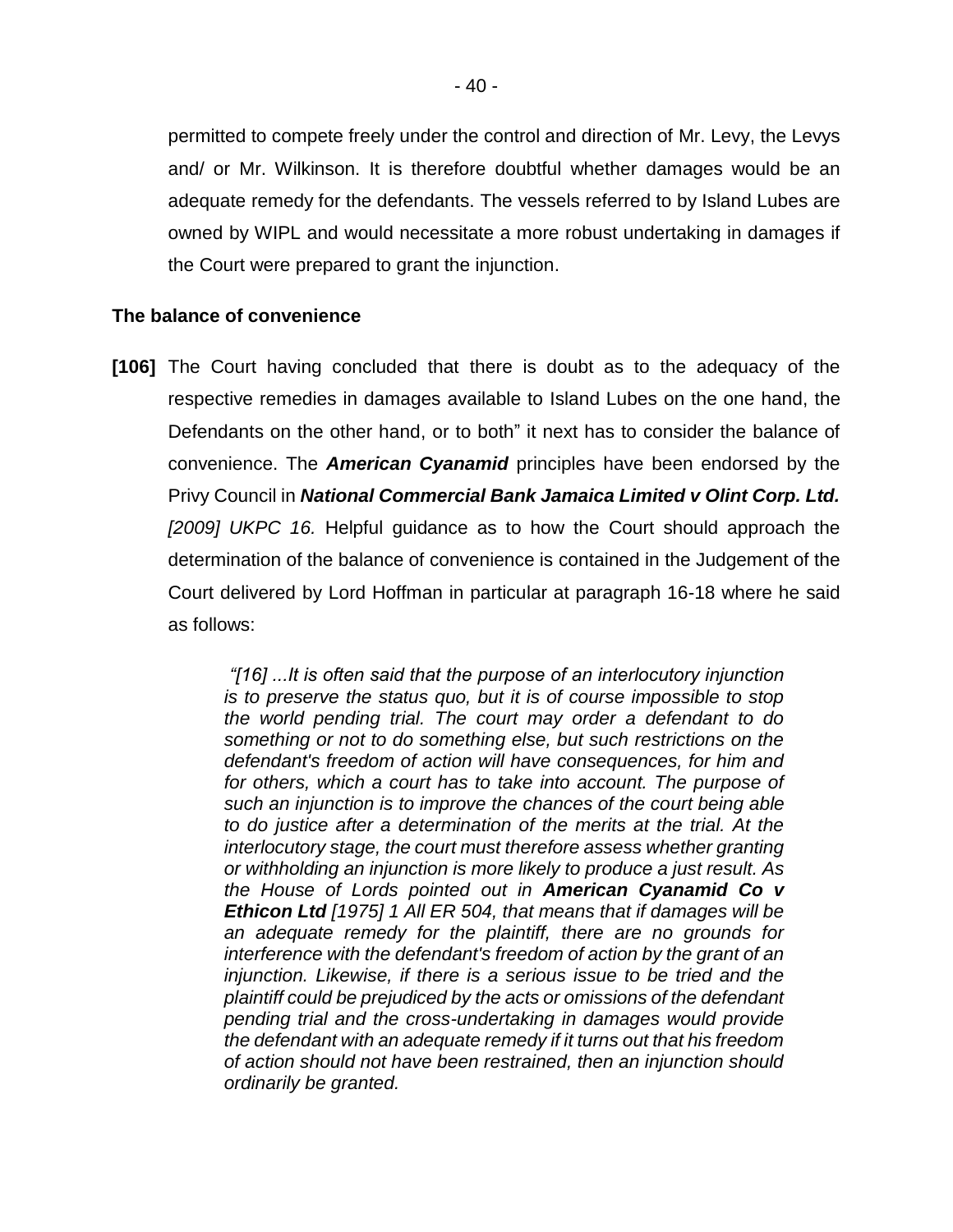permitted to compete freely under the control and direction of Mr. Levy, the Levys and/ or Mr. Wilkinson. It is therefore doubtful whether damages would be an adequate remedy for the defendants. The vessels referred to by Island Lubes are owned by WIPL and would necessitate a more robust undertaking in damages if the Court were prepared to grant the injunction.

**The balance of convenience**

**[106]** The Court having concluded that there is doubt as to the adequacy of the respective remedies in damages available to Island Lubes on the one hand, the Defendants on the other hand, or to both" it next has to consider the balance of convenience. The ***American Cyanamid*** principles have been endorsed by the Privy Council in ***National Commercial Bank Jamaica Limited v Olint Corp. Ltd.*** *[2009] UKPC 16.* Helpful guidance as to how the Court should approach the determination of the balance of convenience is contained in the Judgement of the Court delivered by Lord Hoffman in particular at paragraph 16-18 where he said as follows:

> *"[16] ...It is often said that the purpose of an interlocutory injunction is to preserve the status quo, but it is of course impossible to stop the world pending trial. The court may order a defendant to do something or not to do something else, but such restrictions on the defendant's freedom of action will have consequences, for him and for others, which a court has to take into account. The purpose of such an injunction is to improve the chances of the court being able to do justice after a determination of the merits at the trial. At the interlocutory stage, the court must therefore assess whether granting or withholding an injunction is more likely to produce a just result. As the House of Lords pointed out in* ***American Cyanamid Co v Ethicon Ltd*** *[1975] 1 All ER 504, that means that if damages will be an adequate remedy for the plaintiff, there are no grounds for interference with the defendant's freedom of action by the grant of an injunction. Likewise, if there is a serious issue to be tried and the plaintiff could be prejudiced by the acts or omissions of the defendant pending trial and the cross-undertaking in damages would provide the defendant with an adequate remedy if it turns out that his freedom of action should not have been restrained, then an injunction should ordinarily be granted.*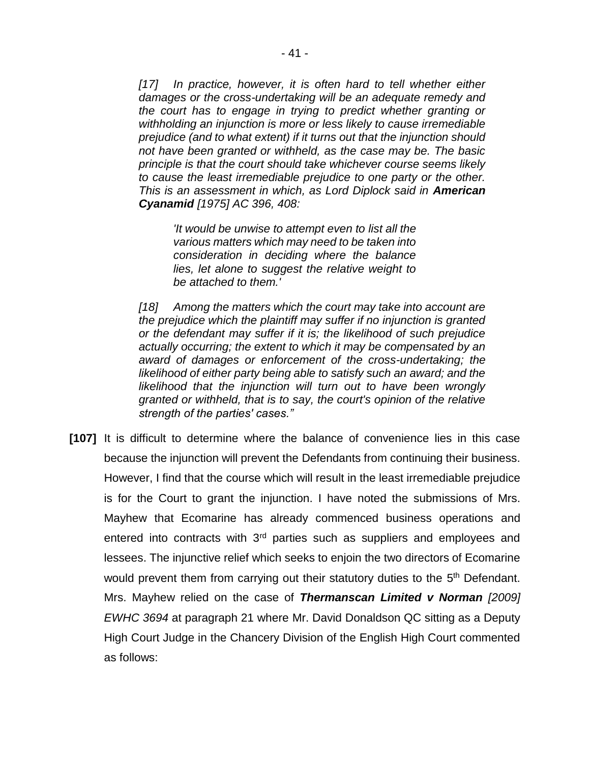> *[17] In practice, however, it is often hard to tell whether either damages or the cross-undertaking will be an adequate remedy and the court has to engage in trying to predict whether granting or withholding an injunction is more or less likely to cause irremediable prejudice (and to what extent) if it turns out that the injunction should not have been granted or withheld, as the case may be. The basic principle is that the court should take whichever course seems likely to cause the least irremediable prejudice to one party or the other. This is an assessment in which, as Lord Diplock said in* ***American Cyanamid*** *[1975] AC 396, 408:*
>
> > *'It would be unwise to attempt even to list all the various matters which may need to be taken into consideration in deciding where the balance lies, let alone to suggest the relative weight to be attached to them.'*
>
> *[18] Among the matters which the court may take into account are the prejudice which the plaintiff may suffer if no injunction is granted or the defendant may suffer if it is; the likelihood of such prejudice actually occurring; the extent to which it may be compensated by an award of damages or enforcement of the cross-undertaking; the likelihood of either party being able to satisfy such an award; and the likelihood that the injunction will turn out to have been wrongly granted or withheld, that is to say, the court's opinion of the relative strength of the parties' cases."*

**[107]** It is difficult to determine where the balance of convenience lies in this case because the injunction will prevent the Defendants from continuing their business. However, I find that the course which will result in the least irremediable prejudice is for the Court to grant the injunction. I have noted the submissions of Mrs. Mayhew that Ecomarine has already commenced business operations and entered into contracts with 3rd parties such as suppliers and employees and lessees. The injunctive relief which seeks to enjoin the two directors of Ecomarine would prevent them from carrying out their statutory duties to the 5th Defendant. Mrs. Mayhew relied on the case of ***Thermanscan Limited v Norman*** *[2009] EWHC 3694* at paragraph 21 where Mr. David Donaldson QC sitting as a Deputy High Court Judge in the Chancery Division of the English High Court commented as follows: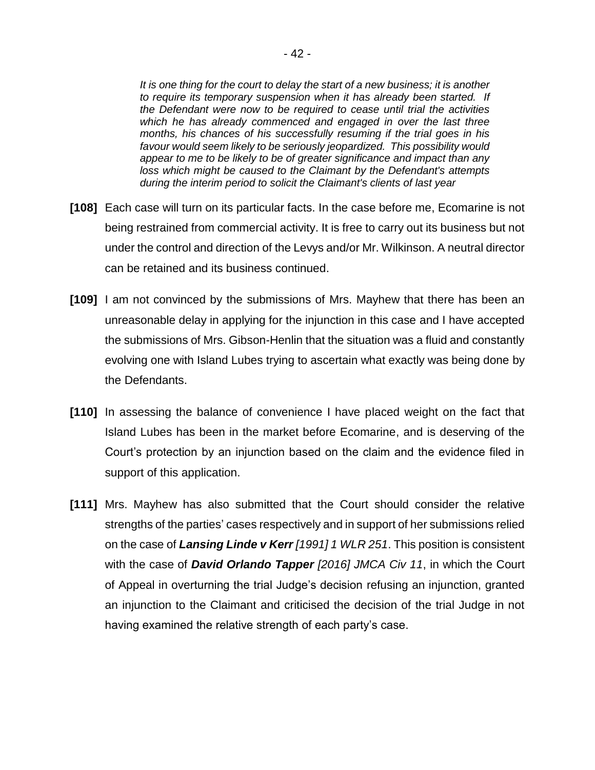> *It is one thing for the court to delay the start of a new business; it is another to require its temporary suspension when it has already been started. If the Defendant were now to be required to cease until trial the activities which he has already commenced and engaged in over the last three months, his chances of his successfully resuming if the trial goes in his favour would seem likely to be seriously jeopardized. This possibility would appear to me to be likely to be of greater significance and impact than any loss which might be caused to the Claimant by the Defendant's attempts during the interim period to solicit the Claimant's clients of last year*

**[108]** Each case will turn on its particular facts. In the case before me, Ecomarine is not being restrained from commercial activity. It is free to carry out its business but not under the control and direction of the Levys and/or Mr. Wilkinson. A neutral director can be retained and its business continued.

**[109]** I am not convinced by the submissions of Mrs. Mayhew that there has been an unreasonable delay in applying for the injunction in this case and I have accepted the submissions of Mrs. Gibson-Henlin that the situation was a fluid and constantly evolving one with Island Lubes trying to ascertain what exactly was being done by the Defendants.

**[110]** In assessing the balance of convenience I have placed weight on the fact that Island Lubes has been in the market before Ecomarine, and is deserving of the Court's protection by an injunction based on the claim and the evidence filed in support of this application.

**[111]** Mrs. Mayhew has also submitted that the Court should consider the relative strengths of the parties' cases respectively and in support of her submissions relied on the case of ***Lansing Linde v Kerr*** *[1991] 1 WLR 251*. This position is consistent with the case of ***David Orlando Tapper*** *[2016] JMCA Civ 11*, in which the Court of Appeal in overturning the trial Judge's decision refusing an injunction, granted an injunction to the Claimant and criticised the decision of the trial Judge in not having examined the relative strength of each party's case.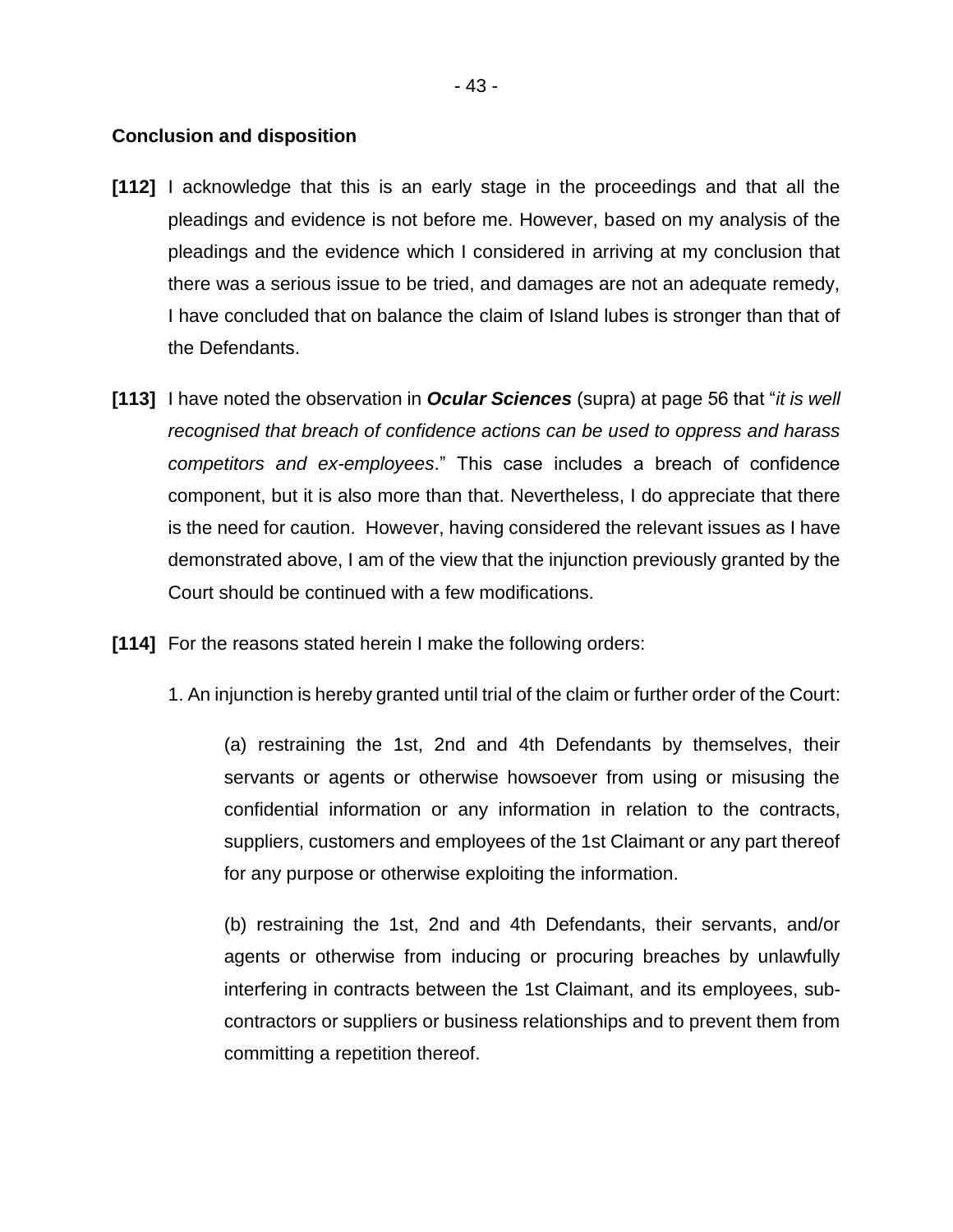**Conclusion and disposition**

**[112]** I acknowledge that this is an early stage in the proceedings and that all the pleadings and evidence is not before me. However, based on my analysis of the pleadings and the evidence which I considered in arriving at my conclusion that there was a serious issue to be tried, and damages are not an adequate remedy, I have concluded that on balance the claim of Island lubes is stronger than that of the Defendants.

**[113]** I have noted the observation in ***Ocular Sciences*** (supra) at page 56 that "*it is well recognised that breach of confidence actions can be used to oppress and harass competitors and ex-employees*." This case includes a breach of confidence component, but it is also more than that. Nevertheless, I do appreciate that there is the need for caution. However, having considered the relevant issues as I have demonstrated above, I am of the view that the injunction previously granted by the Court should be continued with a few modifications.

**[114]** For the reasons stated herein I make the following orders:

1. An injunction is hereby granted until trial of the claim or further order of the Court:

(a) restraining the 1st, 2nd and 4th Defendants by themselves, their servants or agents or otherwise howsoever from using or misusing the confidential information or any information in relation to the contracts, suppliers, customers and employees of the 1st Claimant or any part thereof for any purpose or otherwise exploiting the information.

(b) restraining the 1st, 2nd and 4th Defendants, their servants, and/or agents or otherwise from inducing or procuring breaches by unlawfully interfering in contracts between the 1st Claimant, and its employees, sub-contractors or suppliers or business relationships and to prevent them from committing a repetition thereof.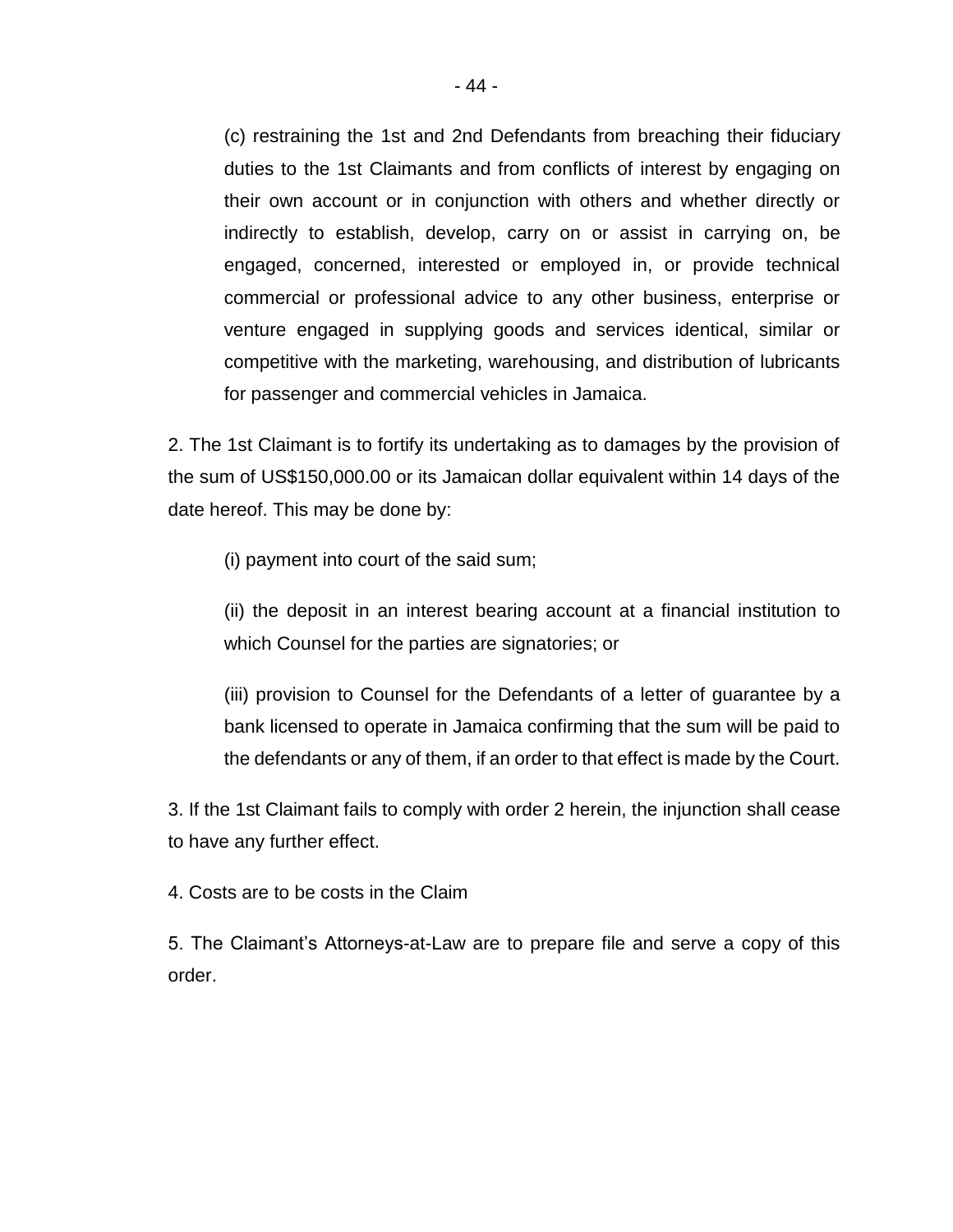(c) restraining the 1st and 2nd Defendants from breaching their fiduciary duties to the 1st Claimants and from conflicts of interest by engaging on their own account or in conjunction with others and whether directly or indirectly to establish, develop, carry on or assist in carrying on, be engaged, concerned, interested or employed in, or provide technical commercial or professional advice to any other business, enterprise or venture engaged in supplying goods and services identical, similar or competitive with the marketing, warehousing, and distribution of lubricants for passenger and commercial vehicles in Jamaica.

2. The 1st Claimant is to fortify its undertaking as to damages by the provision of the sum of US$150,000.00 or its Jamaican dollar equivalent within 14 days of the date hereof. This may be done by:

(i) payment into court of the said sum;

(ii) the deposit in an interest bearing account at a financial institution to which Counsel for the parties are signatories; or

(iii) provision to Counsel for the Defendants of a letter of guarantee by a bank licensed to operate in Jamaica confirming that the sum will be paid to the defendants or any of them, if an order to that effect is made by the Court.

3. If the 1st Claimant fails to comply with order 2 herein, the injunction shall cease to have any further effect.

4. Costs are to be costs in the Claim

5. The Claimant's Attorneys-at-Law are to prepare file and serve a copy of this order.